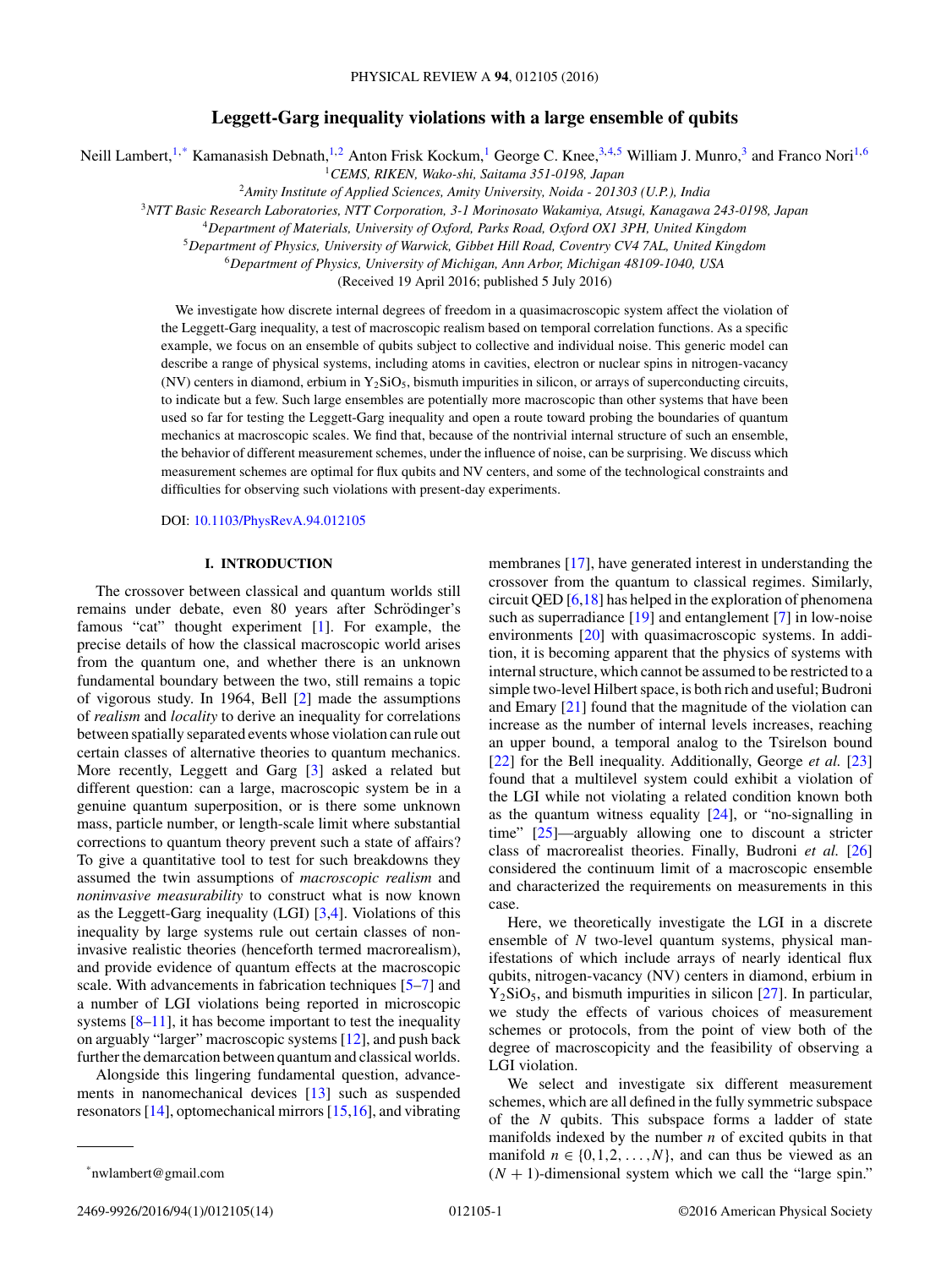# Leggett-Garg inequality violations with a large ensemble of qubits

Neill Lambert,[1,*] Kamanasish Debnath,[1,2] Anton Frisk Kockum,[1] George C. Knee,[3,4,5] William J. Munro,[3] and Franco Nori[1,6]

[1] *CEMS, RIKEN, Wako-shi, Saitama 351-0198, Japan*
[2] *Amity Institute of Applied Sciences, Amity University, Noida - 201303 (U.P.), India*
[3] *NTT Basic Research Laboratories, NTT Corporation, 3-1 Morinosato Wakamiya, Atsugi, Kanagawa 243-0198, Japan*
[4] *Department of Materials, University of Oxford, Parks Road, Oxford OX1 3PH, United Kingdom*
[5] *Department of Physics, University of Warwick, Gibbet Hill Road, Coventry CV4 7AL, United Kingdom*
[6] *Department of Physics, University of Michigan, Ann Arbor, Michigan 48109-1040, USA*

(Received 19 April 2016; published 5 July 2016)

We investigate how discrete internal degrees of freedom in a quasimacroscopic system affect the violation of the Leggett-Garg inequality, a test of macroscopic realism based on temporal correlation functions. As a specific example, we focus on an ensemble of qubits subject to collective and individual noise. This generic model can describe a range of physical systems, including atoms in cavities, electron or nuclear spins in nitrogen-vacancy (NV) centers in diamond, erbium in $Y_2SiO_5$, bismuth impurities in silicon, or arrays of superconducting circuits, to indicate but a few. Such large ensembles are potentially more macroscopic than other systems that have been used so far for testing the Leggett-Garg inequality and open a route toward probing the boundaries of quantum mechanics at macroscopic scales. We find that, because of the nontrivial internal structure of such an ensemble, the behavior of different measurement schemes, under the influence of noise, can be surprising. We discuss which measurement schemes are optimal for flux qubits and NV centers, and some of the technological constraints and difficulties for observing such violations with present-day experiments.

DOI: 10.1103/PhysRevA.94.012105

## I. INTRODUCTION

The crossover between classical and quantum worlds still remains under debate, even 80 years after Schrödinger's famous "cat" thought experiment [1]. For example, the precise details of how the classical macroscopic world arises from the quantum one, and whether there is an unknown fundamental boundary between the two, still remains a topic of vigorous study. In 1964, Bell [2] made the assumptions of *realism* and *locality* to derive an inequality for correlations between spatially separated events whose violation can rule out certain classes of alternative theories to quantum mechanics. More recently, Leggett and Garg [3] asked a related but different question: can a large, macroscopic system be in a genuine quantum superposition, or is there some unknown mass, particle number, or length-scale limit where substantial corrections to quantum theory prevent such a state of affairs? To give a quantitative tool to test for such breakdowns they assumed the twin assumptions of *macroscopic realism* and *noninvasive measurability* to construct what is now known as the Leggett-Garg inequality (LGI) [3,4]. Violations of this inequality by large systems rule out certain classes of noninvasive realistic theories (henceforth termed macrorealism), and provide evidence of quantum effects at the macroscopic scale. With advancements in fabrication techniques [5–7] and a number of LGI violations being reported in microscopic systems [8–11], it has become important to test the inequality on arguably "larger" macroscopic systems [12], and push back further the demarcation between quantum and classical worlds.

Alongside this lingering fundamental question, advancements in nanomechanical devices [13] such as suspended resonators [14], optomechanical mirrors [15,16], and vibrating membranes [17], have generated interest in understanding the crossover from the quantum to classical regimes. Similarly, circuit QED [6,18] has helped in the exploration of phenomena such as superradiance [19] and entanglement [7] in low-noise environments [20] with quasimacroscopic systems. In addition, it is becoming apparent that the physics of systems with internal structure, which cannot be assumed to be restricted to a simple two-level Hilbert space, is both rich and useful; Budroni and Emary [21] found that the magnitude of the violation can increase as the number of internal levels increases, reaching an upper bound, a temporal analog to the Tsirelson bound [22] for the Bell inequality. Additionally, George *et al.* [23] found that a multilevel system could exhibit a violation of the LGI while not violating a related condition known both as the quantum witness equality [24], or "no-signalling in time" [25]—arguably allowing one to discount a stricter class of macrorealist theories. Finally, Budroni *et al.* [26] considered the continuum limit of a macroscopic ensemble and characterized the requirements on measurements in this case.

Here, we theoretically investigate the LGI in a discrete ensemble of $N$ two-level quantum systems, physical manifestations of which include arrays of nearly identical flux qubits, nitrogen-vacancy (NV) centers in diamond, erbium in $Y_2SiO_5$, and bismuth impurities in silicon [27]. In particular, we study the effects of various choices of measurement schemes or protocols, from the point of view both of the degree of macroscopicity and the feasibility of observing a LGI violation.

We select and investigate six different measurement schemes, which are all defined in the fully symmetric subspace of the $N$ qubits. This subspace forms a ladder of state manifolds indexed by the number $n$ of excited qubits in that manifold $n \in \{0,1,2,\ldots,N\}$, and can thus be viewed as an $(N+1)$-dimensional system which we call the "large spin."

*nwlambert@gmail.com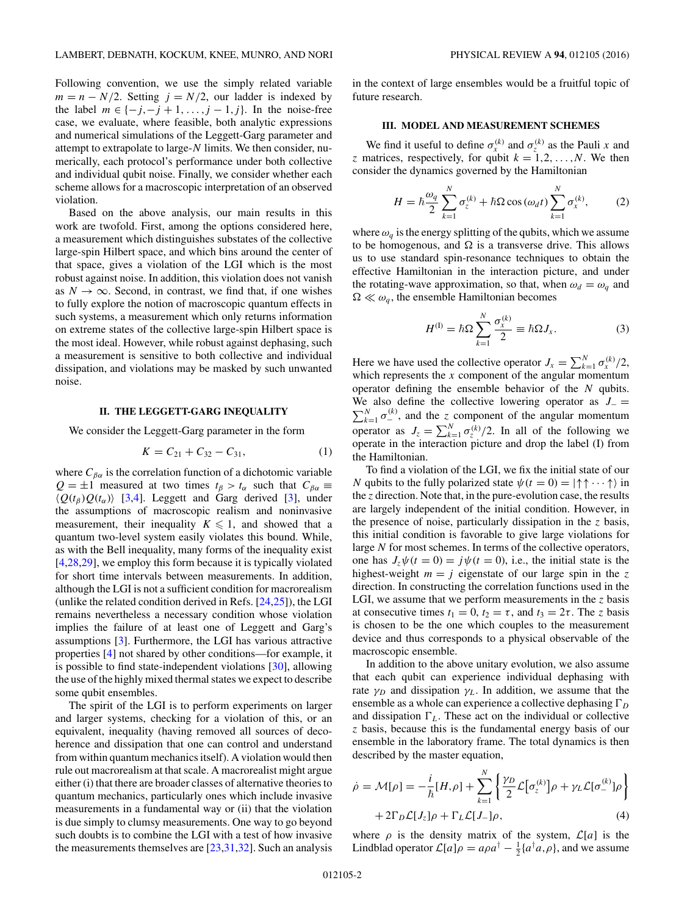Following convention, we use the simply related variable $m = n - N/2$. Setting $j = N/2$, our ladder is indexed by the label $m \in \{-j, -j+1, \ldots, j-1, j\}$. In the noise-free case, we evaluate, where feasible, both analytic expressions and numerical simulations of the Leggett-Garg parameter and attempt to extrapolate to large-$N$ limits. We then consider, numerically, each protocol's performance under both collective and individual qubit noise. Finally, we consider whether each scheme allows for a macroscopic interpretation of an observed violation.

Based on the above analysis, our main results in this work are twofold. First, among the options considered here, a measurement which distinguishes substates of the collective large-spin Hilbert space, and which bins around the center of that space, gives a violation of the LGI which is the most robust against noise. In addition, this violation does not vanish as $N \to \infty$. Second, in contrast, we find that, if one wishes to fully explore the notion of macroscopic quantum effects in such systems, a measurement which only returns information on extreme states of the collective large-spin Hilbert space is the most ideal. However, while robust against dephasing, such a measurement is sensitive to both collective and individual dissipation, and violations may be masked by such unwanted noise.

## II. THE LEGGETT-GARG INEQUALITY

We consider the Leggett-Garg parameter in the form

$$K = C_{21} + C_{32} - C_{31}, \tag{1}$$

where $C_{\beta\alpha}$ is the correlation function of a dichotomic variable $Q = \pm 1$ measured at two times $t_\beta > t_\alpha$ such that $C_{\beta\alpha} \equiv \langle Q(t_\beta) Q(t_\alpha) \rangle$ [3,4]. Leggett and Garg derived [3], under the assumptions of macroscopic realism and noninvasive measurement, their inequality $K \leqslant 1$, and showed that a quantum two-level system easily violates this bound. While, as with the Bell inequality, many forms of the inequality exist [4,28,29], we employ this form because it is typically violated for short time intervals between measurements. In addition, although the LGI is not a sufficient condition for macrorealism (unlike the related condition derived in Refs. [24,25]), the LGI remains nevertheless a necessary condition whose violation implies the failure of at least one of Leggett and Garg's assumptions [3]. Furthermore, the LGI has various attractive properties [4] not shared by other conditions—for example, it is possible to find state-independent violations [30], allowing the use of the highly mixed thermal states we expect to describe some qubit ensembles.

The spirit of the LGI is to perform experiments on larger and larger systems, checking for a violation of this, or an equivalent, inequality (having removed all sources of decoherence and dissipation that one can control and understand from within quantum mechanics itself). A violation would then rule out macrorealism at that scale. A macrorealist might argue either (i) that there are broader classes of alternative theories to quantum mechanics, particularly ones which include invasive measurements in a fundamental way or (ii) that the violation is due simply to clumsy measurements. One way to go beyond such doubts is to combine the LGI with a test of how invasive the measurements themselves are [23,31,32]. Such an analysis in the context of large ensembles would be a fruitful topic of future research.

## III. MODEL AND MEASUREMENT SCHEMES

We find it useful to define $\sigma_x^{(k)}$ and $\sigma_z^{(k)}$ as the Pauli $x$ and $z$ matrices, respectively, for qubit $k = 1, 2, \ldots, N$. We then consider the dynamics governed by the Hamiltonian

$$H = \hbar \frac{\omega_q}{2} \sum_{k=1}^{N} \sigma_z^{(k)} + \hbar \Omega \cos(\omega_d t) \sum_{k=1}^{N} \sigma_x^{(k)}, \tag{2}$$

where $\omega_q$ is the energy splitting of the qubits, which we assume to be homogenous, and $\Omega$ is a transverse drive. This allows us to use standard spin-resonance techniques to obtain the effective Hamiltonian in the interaction picture, and under the rotating-wave approximation, so that, when $\omega_d = \omega_q$ and $\Omega \ll \omega_q$, the ensemble Hamiltonian becomes

$$H^{(\mathrm{I})} = \hbar \Omega \sum_{k=1}^{N} \frac{\sigma_x^{(k)}}{2} \equiv \hbar \Omega J_x. \tag{3}$$

Here we have used the collective operator $J_x = \sum_{k=1}^{N} \sigma_x^{(k)}/2$, which represents the $x$ component of the angular momentum operator defining the ensemble behavior of the $N$ qubits. We also define the collective lowering operator as $J_- = \sum_{k=1}^{N} \sigma_-^{(k)}$, and the $z$ component of the angular momentum operator as $J_z = \sum_{k=1}^{N} \sigma_z^{(k)}/2$. In all of the following we operate in the interaction picture and drop the label (I) from the Hamiltonian.

To find a violation of the LGI, we fix the initial state of our $N$ qubits to the fully polarized state $\psi(t=0) = |\uparrow\uparrow\cdots\uparrow\rangle$ in the $z$ direction. Note that, in the pure-evolution case, the results are largely independent of the initial condition. However, in the presence of noise, particularly dissipation in the $z$ basis, this initial condition is favorable to give large violations for large $N$ for most schemes. In terms of the collective operators, one has $J_z \psi(t=0) = j \psi(t=0)$, i.e., the initial state is the highest-weight $m = j$ eigenstate of our large spin in the $z$ direction. In constructing the correlation functions used in the LGI, we assume that we perform measurements in the $z$ basis at consecutive times $t_1 = 0$, $t_2 = \tau$, and $t_3 = 2\tau$. The $z$ basis is chosen to be the one which couples to the measurement device and thus corresponds to a physical observable of the macroscopic ensemble.

In addition to the above unitary evolution, we also assume that each qubit can experience individual dephasing with rate $\gamma_D$ and dissipation $\gamma_L$. In addition, we assume that the ensemble as a whole can experience a collective dephasing $\Gamma_D$ and dissipation $\Gamma_L$. These act on the individual or collective $z$ basis, because this is the fundamental energy basis of our ensemble in the laboratory frame. The total dynamics is then described by the master equation,

$$\dot{\rho} = \mathcal{M}[\rho] = -\frac{i}{\hbar}[H, \rho] + \sum_{k=1}^{N} \left\{ \frac{\gamma_D}{2} \mathcal{L}\big[\sigma_z^{(k)}\big]\rho + \gamma_L \mathcal{L}[\sigma_-^{(k)}]\rho \right\} + 2\Gamma_D \mathcal{L}[J_z]\rho + \Gamma_L \mathcal{L}[J_-]\rho, \tag{4}$$

where $\rho$ is the density matrix of the system, $\mathcal{L}[a]$ is the Lindblad operator $\mathcal{L}[a]\rho = a\rho a^\dagger - \frac{1}{2}\{a^\dagger a, \rho\}$, and we assume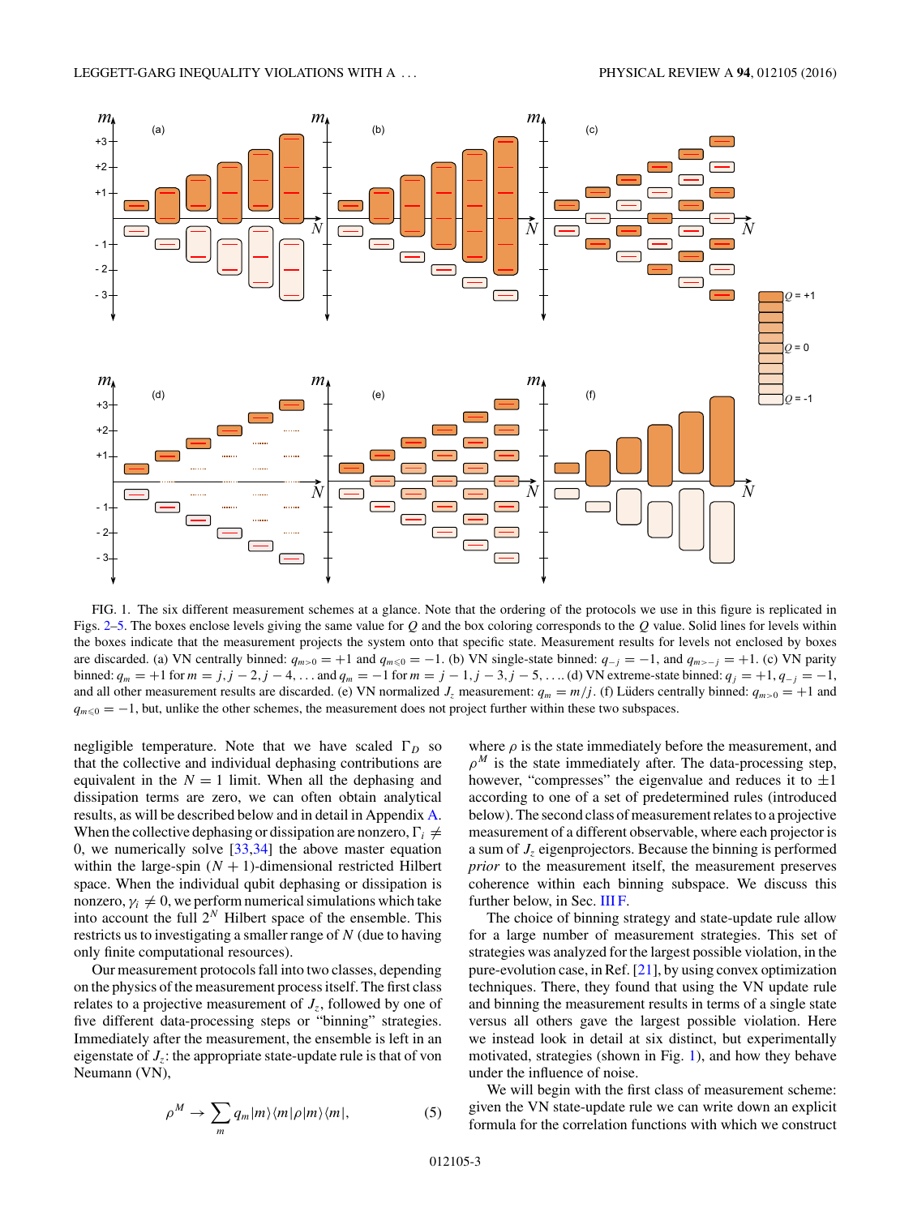FIG. 1. The six different measurement schemes at a glance. Note that the ordering of the protocols we use in this figure is replicated in Figs. 2–5. The boxes enclose levels giving the same value for $Q$ and the box coloring corresponds to the $Q$ value. Solid lines for levels within the boxes indicate that the measurement projects the system onto that specific state. Measurement results for levels not enclosed by boxes are discarded. (a) VN centrally binned: $q_{m>0} = +1$ and $q_{m\leqslant 0} = -1$. (b) VN single-state binned: $q_{-j} = -1$, and $q_{m>-j} = +1$. (c) VN parity binned: $q_m = +1$ for $m = j, j-2, j-4, \ldots$ and $q_m = -1$ for $m = j-1, j-3, j-5, \ldots$. (d) VN extreme-state binned: $q_j = +1$, $q_{-j} = -1$, and all other measurement results are discarded. (e) VN normalized $J_z$ measurement: $q_m = m/j$. (f) Lüders centrally binned: $q_{m>0} = +1$ and $q_{m\leqslant 0} = -1$, but, unlike the other schemes, the measurement does not project further within these two subspaces.

negligible temperature. Note that we have scaled $\Gamma_D$ so that the collective and individual dephasing contributions are equivalent in the $N = 1$ limit. When all the dephasing and dissipation terms are zero, we can often obtain analytical results, as will be described below and in detail in Appendix A. When the collective dephasing or dissipation are nonzero, $\Gamma_i \neq 0$, we numerically solve [33,34] the above master equation within the large-spin $(N+1)$-dimensional restricted Hilbert space. When the individual qubit dephasing or dissipation is nonzero, $\gamma_i \neq 0$, we perform numerical simulations which take into account the full $2^N$ Hilbert space of the ensemble. This restricts us to investigating a smaller range of $N$ (due to having only finite computational resources).

Our measurement protocols fall into two classes, depending on the physics of the measurement process itself. The first class relates to a projective measurement of $J_z$, followed by one of five different data-processing steps or "binning" strategies. Immediately after the measurement, the ensemble is left in an eigenstate of $J_z$: the appropriate state-update rule is that of von Neumann (VN),

$$\rho^M \to \sum_m q_m |m\rangle\langle m|\rho|m\rangle\langle m|, \tag{5}$$

where $\rho$ is the state immediately before the measurement, and $\rho^M$ is the state immediately after. The data-processing step, however, "compresses" the eigenvalue and reduces it to $\pm 1$ according to one of a set of predetermined rules (introduced below). The second class of measurement relates to a projective measurement of a different observable, where each projector is a sum of $J_z$ eigenprojectors. Because the binning is performed *prior* to the measurement itself, the measurement preserves coherence within each binning subspace. We discuss this further below, in Sec. III F.

The choice of binning strategy and state-update rule allow for a large number of measurement strategies. This set of strategies was analyzed for the largest possible violation, in the pure-evolution case, in Ref. [21], by using convex optimization techniques. There, they found that using the VN update rule and binning the measurement results in terms of a single state versus all others gave the largest possible violation. Here we instead look in detail at six distinct, but experimentally motivated, strategies (shown in Fig. 1), and how they behave under the influence of noise.

We will begin with the first class of measurement scheme: given the VN state-update rule we can write down an explicit formula for the correlation functions with which we construct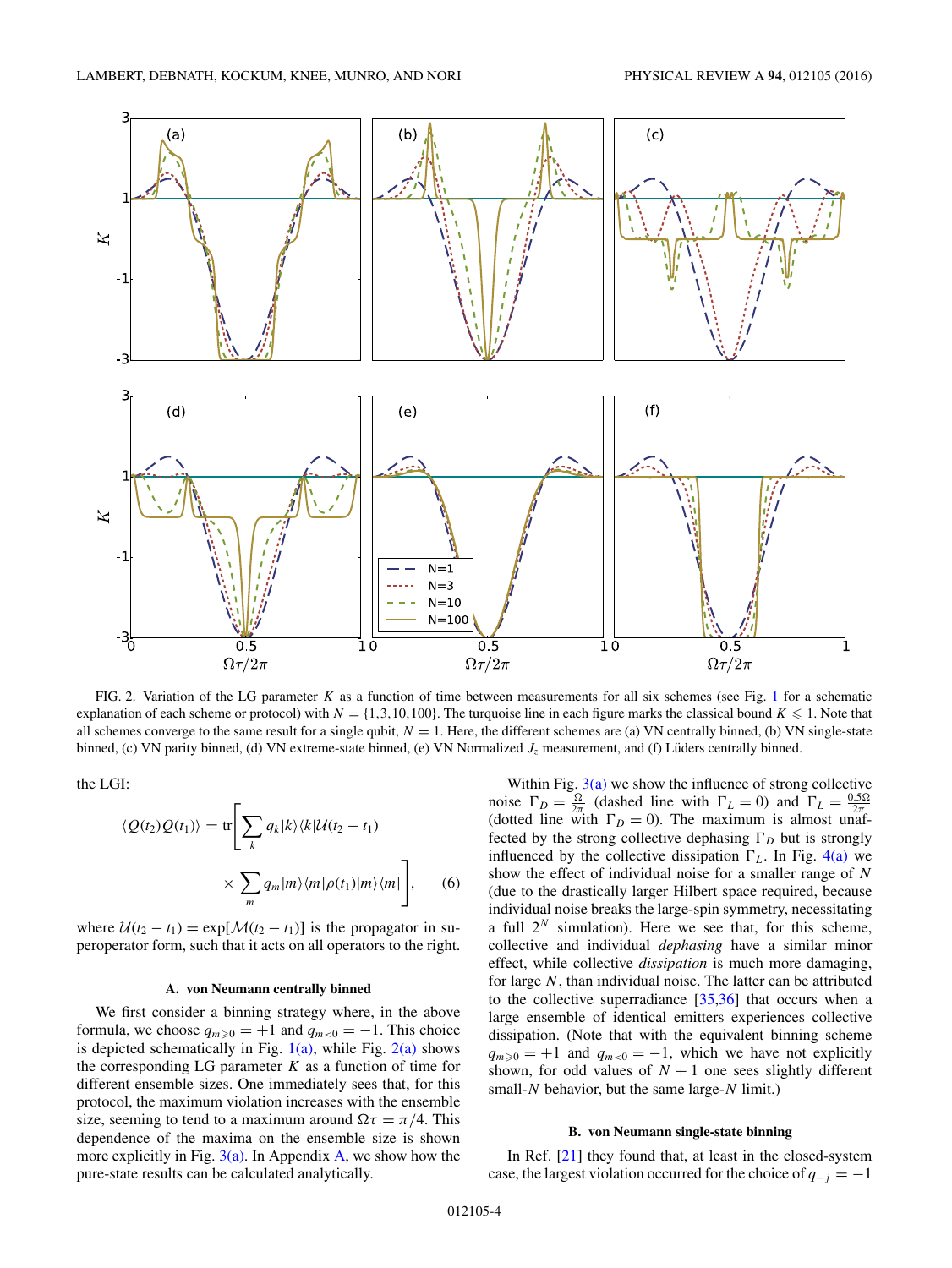FIG. 2. Variation of the LG parameter $K$ as a function of time between measurements for all six schemes (see Fig. 1 for a schematic explanation of each scheme or protocol) with $N = \{1,3,10,100\}$. The turquoise line in each figure marks the classical bound $K \leqslant 1$. Note that all schemes converge to the same result for a single qubit, $N = 1$. Here, the different schemes are (a) VN centrally binned, (b) VN single-state binned, (c) VN parity binned, (d) VN extreme-state binned, (e) VN Normalized $J_z$ measurement, and (f) Lüders centrally binned.

the LGI:

$$\langle Q(t_2)Q(t_1)\rangle = \mathrm{tr}\Bigg[\sum_k q_k |k\rangle\langle k|\mathcal{U}(t_2 - t_1) \times \sum_m q_m |m\rangle\langle m|\rho(t_1)|m\rangle\langle m|\Bigg], \quad (6)$$

where $\mathcal{U}(t_2 - t_1) = \exp[\mathcal{M}(t_2 - t_1)]$ is the propagator in superoperator form, such that it acts on all operators to the right.

### A. von Neumann centrally binned

We first consider a binning strategy where, in the above formula, we choose $q_{m\geqslant 0} = +1$ and $q_{m<0} = -1$. This choice is depicted schematically in Fig. 1(a), while Fig. 2(a) shows the corresponding LG parameter $K$ as a function of time for different ensemble sizes. One immediately sees that, for this protocol, the maximum violation increases with the ensemble size, seeming to tend to a maximum around $\Omega\tau = \pi/4$. This dependence of the maxima on the ensemble size is shown more explicitly in Fig. 3(a). In Appendix A, we show how the pure-state results can be calculated analytically.

Within Fig. 3(a) we show the influence of strong collective noise $\Gamma_D = \frac{\Omega}{2\pi}$ (dashed line with $\Gamma_L = 0$) and $\Gamma_L = \frac{0.5\Omega}{2\pi}$ (dotted line with $\Gamma_D = 0$). The maximum is almost unaffected by the strong collective dephasing $\Gamma_D$ but is strongly influenced by the collective dissipation $\Gamma_L$. In Fig. 4(a) we show the effect of individual noise for a smaller range of $N$ (due to the drastically larger Hilbert space required, because individual noise breaks the large-spin symmetry, necessitating a full $2^N$ simulation). Here we see that, for this scheme, collective and individual *dephasing* have a similar minor effect, while collective *dissipation* is much more damaging, for large $N$, than individual noise. The latter can be attributed to the collective superradiance [35,36] that occurs when a large ensemble of identical emitters experiences collective dissipation. (Note that with the equivalent binning scheme $q_{m\geqslant 0} = +1$ and $q_{m<0} = -1$, which we have not explicitly shown, for odd values of $N + 1$ one sees slightly different small-$N$ behavior, but the same large-$N$ limit.)

### B. von Neumann single-state binning

In Ref. [21] they found that, at least in the closed-system case, the largest violation occurred for the choice of $q_{-j} = -1$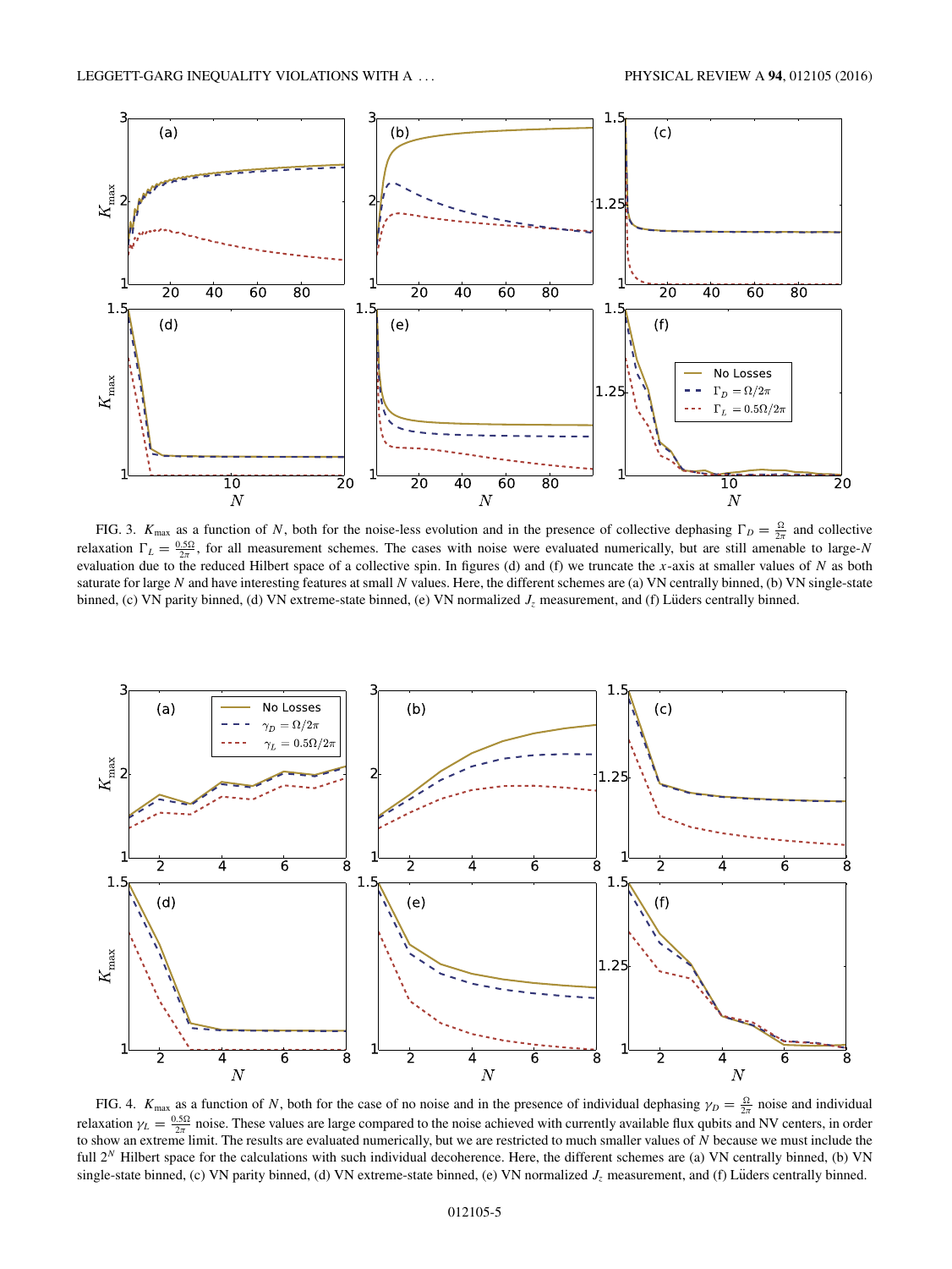FIG. 3. $K_{\max}$ as a function of $N$, both for the noise-less evolution and in the presence of collective dephasing $\Gamma_D = \frac{\Omega}{2\pi}$ and collective relaxation $\Gamma_L = \frac{0.5\Omega}{2\pi}$, for all measurement schemes. The cases with noise were evaluated numerically, but are still amenable to large-$N$ evaluation due to the reduced Hilbert space of a collective spin. In figures (d) and (f) we truncate the $x$-axis at smaller values of $N$ as both saturate for large $N$ and have interesting features at small $N$ values. Here, the different schemes are (a) VN centrally binned, (b) VN single-state binned, (c) VN parity binned, (d) VN extreme-state binned, (e) VN normalized $J_z$ measurement, and (f) Lüders centrally binned.

FIG. 4. $K_{\max}$ as a function of $N$, both for the case of no noise and in the presence of individual dephasing $\gamma_D = \frac{\Omega}{2\pi}$ noise and individual relaxation $\gamma_L = \frac{0.5\Omega}{2\pi}$ noise. These values are large compared to the noise achieved with currently available flux qubits and NV centers, in order to show an extreme limit. The results are evaluated numerically, but we are restricted to much smaller values of $N$ because we must include the full $2^N$ Hilbert space for the calculations with such individual decoherence. Here, the different schemes are (a) VN centrally binned, (b) VN single-state binned, (c) VN parity binned, (d) VN extreme-state binned, (e) VN normalized $J_z$ measurement, and (f) Lüders centrally binned.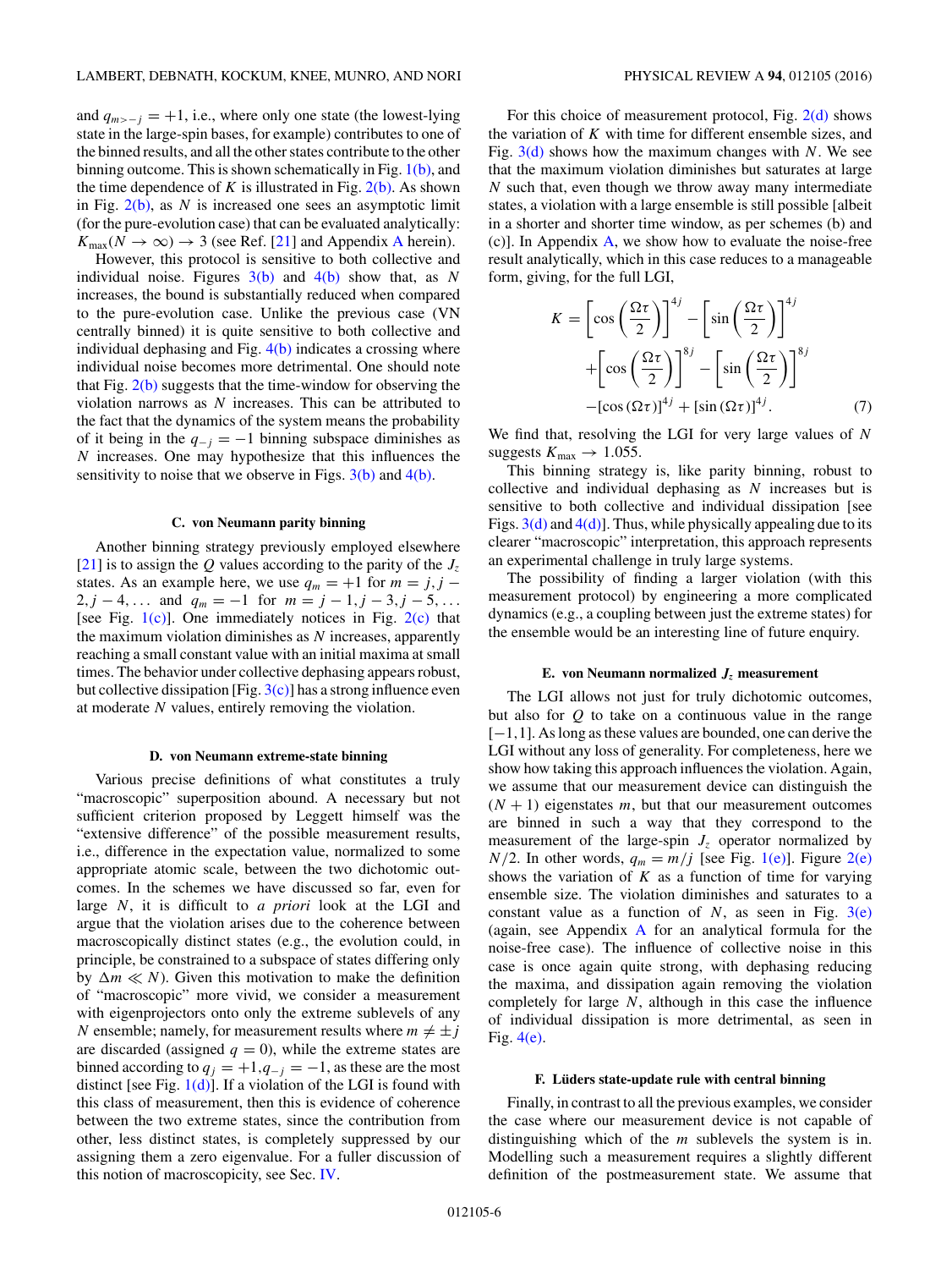and $q_{m>-j} = +1$, i.e., where only one state (the lowest-lying state in the large-spin bases, for example) contributes to one of the binned results, and all the other states contribute to the other binning outcome. This is shown schematically in Fig. 1(b), and the time dependence of $K$ is illustrated in Fig. 2(b). As shown in Fig. 2(b), as $N$ is increased one sees an asymptotic limit (for the pure-evolution case) that can be evaluated analytically: $K_{\max}(N \to \infty) \to 3$ (see Ref. [21] and Appendix A herein).

However, this protocol is sensitive to both collective and individual noise. Figures 3(b) and 4(b) show that, as $N$ increases, the bound is substantially reduced when compared to the pure-evolution case. Unlike the previous case (VN centrally binned) it is quite sensitive to both collective and individual dephasing and Fig. 4(b) indicates a crossing where individual noise becomes more detrimental. One should note that Fig. 2(b) suggests that the time-window for observing the violation narrows as $N$ increases. This can be attributed to the fact that the dynamics of the system means the probability of it being in the $q_{-j} = -1$ binning subspace diminishes as $N$ increases. One may hypothesize that this influences the sensitivity to noise that we observe in Figs. 3(b) and 4(b).

### C. von Neumann parity binning

Another binning strategy previously employed elsewhere [21] is to assign the $Q$ values according to the parity of the $J_z$ states. As an example here, we use $q_m = +1$ for $m = j, j-2, j-4, \ldots$ and $q_m = -1$ for $m = j-1, j-3, j-5, \ldots$ [see Fig. 1(c)]. One immediately notices in Fig. 2(c) that the maximum violation diminishes as $N$ increases, apparently reaching a small constant value with an initial maxima at small times. The behavior under collective dephasing appears robust, but collective dissipation [Fig. 3(c)] has a strong influence even at moderate $N$ values, entirely removing the violation.

### D. von Neumann extreme-state binning

Various precise definitions of what constitutes a truly "macroscopic" superposition abound. A necessary but not sufficient criterion proposed by Leggett himself was the "extensive difference" of the possible measurement results, i.e., difference in the expectation value, normalized to some appropriate atomic scale, between the two dichotomic outcomes. In the schemes we have discussed so far, even for large $N$, it is difficult to *a priori* look at the LGI and argue that the violation arises due to the coherence between macroscopically distinct states (e.g., the evolution could, in principle, be constrained to a subspace of states differing only by $\Delta m \ll N$). Given this motivation to make the definition of "macroscopic" more vivid, we consider a measurement with eigenprojectors onto only the extreme sublevels of any $N$ ensemble; namely, for measurement results where $m \neq \pm j$ are discarded (assigned $q = 0$), while the extreme states are binned according to $q_j = +1, q_{-j} = -1$, as these are the most distinct [see Fig. 1(d)]. If a violation of the LGI is found with this class of measurement, then this is evidence of coherence between the two extreme states, since the contribution from other, less distinct states, is completely suppressed by our assigning them a zero eigenvalue. For a fuller discussion of this notion of macroscopicity, see Sec. IV.

For this choice of measurement protocol, Fig. 2(d) shows the variation of $K$ with time for different ensemble sizes, and Fig. 3(d) shows how the maximum changes with $N$. We see that the maximum violation diminishes but saturates at large $N$ such that, even though we throw away many intermediate states, a violation with a large ensemble is still possible [albeit in a shorter and shorter time window, as per schemes (b) and (c)]. In Appendix A, we show how to evaluate the noise-free result analytically, which in this case reduces to a manageable form, giving, for the full LGI,

$$K = \left[\cos\left(\frac{\Omega\tau}{2}\right)\right]^{4j} - \left[\sin\left(\frac{\Omega\tau}{2}\right)\right]^{4j} + \left[\cos\left(\frac{\Omega\tau}{2}\right)\right]^{8j} - \left[\sin\left(\frac{\Omega\tau}{2}\right)\right]^{8j} - [\cos(\Omega\tau)]^{4j} + [\sin(\Omega\tau)]^{4j}. \tag{7}$$

We find that, resolving the LGI for very large values of $N$ suggests $K_{\max} \to 1.055$.

This binning strategy is, like parity binning, robust to collective and individual dephasing as $N$ increases but is sensitive to both collective and individual dissipation [see Figs. 3(d) and 4(d)]. Thus, while physically appealing due to its clearer "macroscopic" interpretation, this approach represents an experimental challenge in truly large systems.

The possibility of finding a larger violation (with this measurement protocol) by engineering a more complicated dynamics (e.g., a coupling between just the extreme states) for the ensemble would be an interesting line of future enquiry.

### E. von Neumann normalized $J_z$ measurement

The LGI allows not just for truly dichotomic outcomes, but also for $Q$ to take on a continuous value in the range $[-1,1]$. As long as these values are bounded, one can derive the LGI without any loss of generality. For completeness, here we show how taking this approach influences the violation. Again, we assume that our measurement device can distinguish the $(N+1)$ eigenstates $m$, but that our measurement outcomes are binned in such a way that they correspond to the measurement of the large-spin $J_z$ operator normalized by $N/2$. In other words, $q_m = m/j$ [see Fig. 1(e)]. Figure 2(e) shows the variation of $K$ as a function of time for varying ensemble size. The violation diminishes and saturates to a constant value as a function of $N$, as seen in Fig. 3(e) (again, see Appendix A for an analytical formula for the noise-free case). The influence of collective noise in this case is once again quite strong, with dephasing reducing the maxima, and dissipation again removing the violation completely for large $N$, although in this case the influence of individual dissipation is more detrimental, as seen in Fig. 4(e).

### F. Lüders state-update rule with central binning

Finally, in contrast to all the previous examples, we consider the case where our measurement device is not capable of distinguishing which of the $m$ sublevels the system is in. Modelling such a measurement requires a slightly different definition of the postmeasurement state. We assume that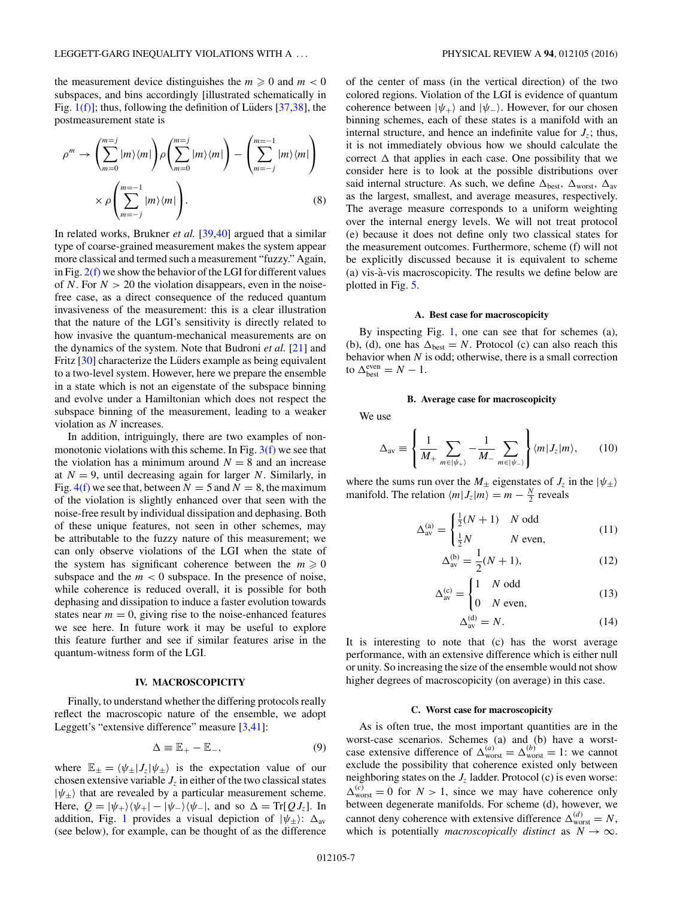the measurement device distinguishes the $m \geqslant 0$ and $m < 0$ subspaces, and bins accordingly [illustrated schematically in Fig. 1(f)]; thus, following the definition of Lüders [37,38], the postmeasurement state is

$$\rho^m \rightarrow \left(\sum_{m=0}^{m=j} |m\rangle\langle m|\right)\rho\left(\sum_{m=0}^{m=j} |m\rangle\langle m|\right) - \left(\sum_{m=-j}^{m=-1} |m\rangle\langle m|\right) \times \rho\left(\sum_{m=-j}^{m=-1} |m\rangle\langle m|\right). \tag{8}$$

In related works, Brukner *et al.* [39,40] argued that a similar type of coarse-grained measurement makes the system appear more classical and termed such a measurement "fuzzy." Again, in Fig. 2(f) we show the behavior of the LGI for different values of $N$. For $N > 20$ the violation disappears, even in the noise-free case, as a direct consequence of the reduced quantum invasiveness of the measurement: this is a clear illustration that the nature of the LGI's sensitivity is directly related to how invasive the quantum-mechanical measurements are on the dynamics of the system. Note that Budroni *et al.* [21] and Fritz [30] characterize the Lüders example as being equivalent to a two-level system. However, here we prepare the ensemble in a state which is not an eigenstate of the subspace binning and evolve under a Hamiltonian which does not respect the subspace binning of the measurement, leading to a weaker violation as $N$ increases.

In addition, intriguingly, there are two examples of non-monotonic violations with this scheme. In Fig. 3(f) we see that the violation has a minimum around $N = 8$ and an increase at $N = 9$, until decreasing again for larger $N$. Similarly, in Fig. 4(f) we see that, between $N = 5$ and $N = 8$, the maximum of the violation is slightly enhanced over that seen with the noise-free result by individual dissipation and dephasing. Both of these unique features, not seen in other schemes, may be attributable to the fuzzy nature of this measurement; we can only observe violations of the LGI when the state of the system has significant coherence between the $m \geqslant 0$ subspace and the $m < 0$ subspace. In the presence of noise, while coherence is reduced overall, it is possible for both dephasing and dissipation to induce a faster evolution towards states near $m = 0$, giving rise to the noise-enhanced features we see here. In future work it may be useful to explore this feature further and see if similar features arise in the quantum-witness form of the LGI.

## IV. MACROSCOPICITY

Finally, to understand whether the differing protocols really reflect the macroscopic nature of the ensemble, we adopt Leggett's "extensive difference" measure [3,41]:

$$\Delta \equiv \mathbb{E}_+ - \mathbb{E}_-, \tag{9}$$

where $\mathbb{E}_\pm = \langle\psi_\pm|J_z|\psi_\pm\rangle$ is the expectation value of our chosen extensive variable $J_z$ in either of the two classical states $|\psi_\pm\rangle$ that are revealed by a particular measurement scheme. Here, $Q = |\psi_+\rangle\langle\psi_+| - |\psi_-\rangle\langle\psi_-|$, and so $\Delta = \mathrm{Tr}[QJ_z]$. In addition, Fig. 1 provides a visual depiction of $|\psi_\pm\rangle$: $\Delta_{\rm av}$ (see below), for example, can be thought of as the difference of the center of mass (in the vertical direction) of the two colored regions. Violation of the LGI is evidence of quantum coherence between $|\psi_+\rangle$ and $|\psi_-\rangle$. However, for our chosen binning schemes, each of these states is a manifold with an internal structure, and hence an indefinite value for $J_z$; thus, it is not immediately obvious how we should calculate the correct $\Delta$ that applies in each case. One possibility that we consider here is to look at the possible distributions over said internal structure. As such, we define $\Delta_{\rm best}$, $\Delta_{\rm worst}$, $\Delta_{\rm av}$ as the largest, smallest, and average measures, respectively. The average measure corresponds to a uniform weighting over the internal energy levels. We will not treat protocol (e) because it does not define only two classical states for the measurement outcomes. Furthermore, scheme (f) will not be explicitly discussed because it is equivalent to scheme (a) vis-à-vis macroscopicity. The results we define below are plotted in Fig. 5.

### A. Best case for macroscopicity

By inspecting Fig. 1, one can see that for schemes (a), (b), (d), one has $\Delta_{\rm best} = N$. Protocol (c) can also reach this behavior when $N$ is odd; otherwise, there is a small correction to $\Delta_{\rm best}^{\rm even} = N - 1$.

### B. Average case for macroscopicity

We use

$$\Delta_{\rm av} \equiv \left\{\frac{1}{M_+}\sum_{m\in|\psi_+\rangle} - \frac{1}{M_-}\sum_{m\in|\psi_-\rangle}\right\}\langle m|J_z|m\rangle, \tag{10}$$

where the sums run over the $M_\pm$ eigenstates of $J_z$ in the $|\psi_\pm\rangle$ manifold. The relation $\langle m|J_z|m\rangle = m - \frac{N}{2}$ reveals

$$\Delta_{\rm av}^{\rm (a)} = \begin{cases} \frac{1}{2}(N+1) & N \text{ odd} \\ \frac{1}{2}N & N \text{ even,} \end{cases} \tag{11}$$

$$\Delta_{\rm av}^{\rm (b)} = \frac{1}{2}(N+1), \tag{12}$$

$$\Delta_{\rm av}^{\rm (c)} = \begin{cases} 1 & N \text{ odd} \\ 0 & N \text{ even,} \end{cases} \tag{13}$$

$$\Delta_{\rm av}^{\rm (d)} = N. \tag{14}$$

It is interesting to note that (c) has the worst average performance, with an extensive difference which is either null or unity. So increasing the size of the ensemble would not show higher degrees of macroscopicity (on average) in this case.

### C. Worst case for macroscopicity

As is often true, the most important quantities are in the worst-case scenarios. Schemes (a) and (b) have a worst-case extensive difference of $\Delta_{\rm worst}^{(a)} = \Delta_{\rm worst}^{(b)} = 1$: we cannot exclude the possibility that coherence existed only between neighboring states on the $J_z$ ladder. Protocol (c) is even worse: $\Delta_{\rm worst}^{(c)} = 0$ for $N > 1$, since we may have coherence only between degenerate manifolds. For scheme (d), however, we cannot deny coherence with extensive difference $\Delta_{\rm worst}^{(d)} = N$, which is potentially *macroscopically distinct* as $N \rightarrow \infty$.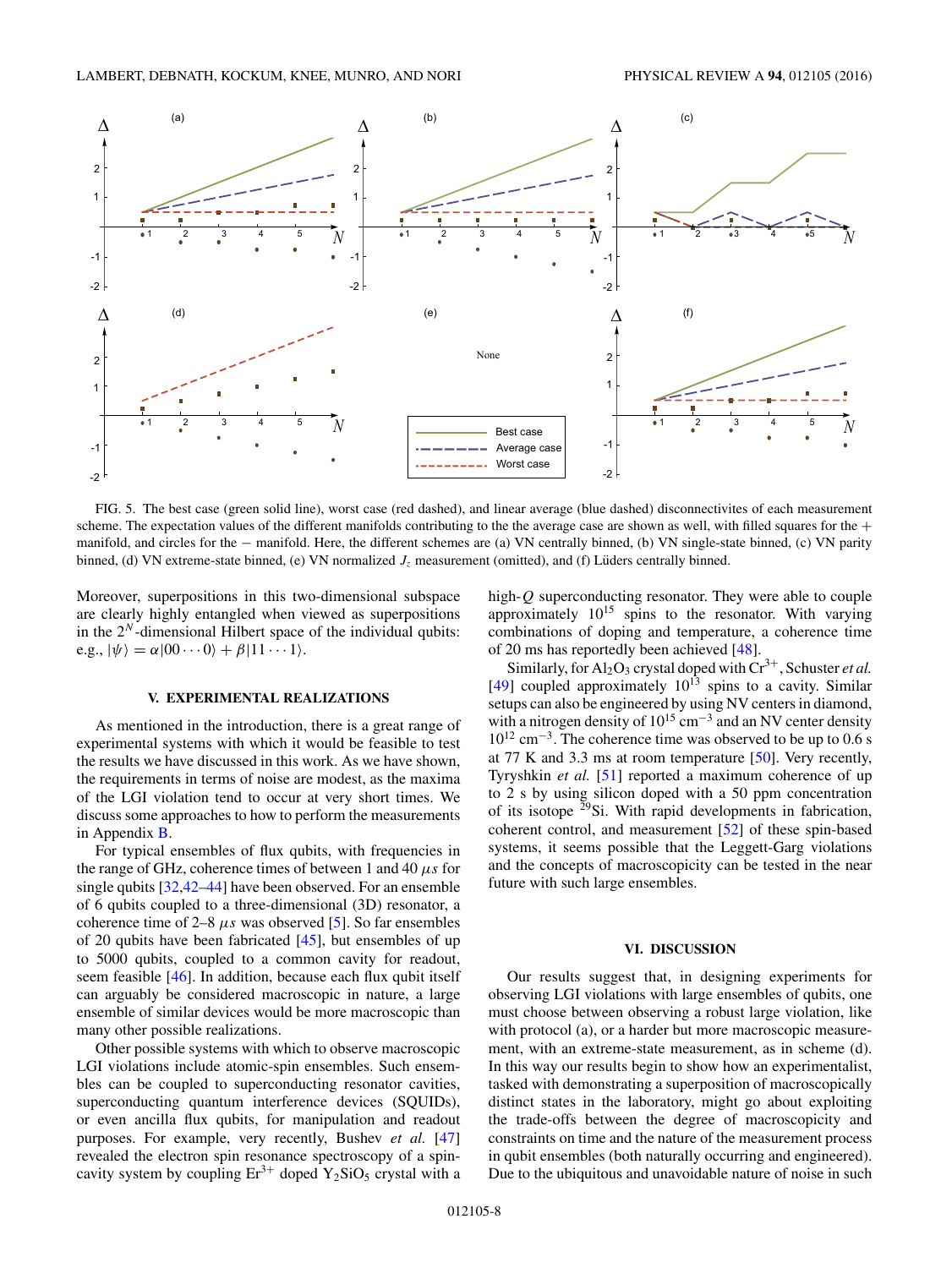FIG. 5. The best case (green solid line), worst case (red dashed), and linear average (blue dashed) disconnectivites of each measurement scheme. The expectation values of the different manifolds contributing to the average case are shown as well, with filled squares for the + manifold, and circles for the − manifold. Here, the different schemes are (a) VN centrally binned, (b) VN single-state binned, (c) VN parity binned, (d) VN extreme-state binned, (e) VN normalized $J_z$ measurement (omitted), and (f) Lüders centrally binned.

Moreover, superpositions in this two-dimensional subspace are clearly highly entangled when viewed as superpositions in the $2^N$-dimensional Hilbert space of the individual qubits: e.g., $|\psi\rangle = \alpha|00\cdots0\rangle + \beta|11\cdots1\rangle$.

## V. EXPERIMENTAL REALIZATIONS

As mentioned in the introduction, there is a great range of experimental systems with which it would be feasible to test the results we have discussed in this work. As we have shown, the requirements in terms of noise are modest, as the maxima of the LGI violation tend to occur at very short times. We discuss some approaches to how to perform the measurements in Appendix B.

For typical ensembles of flux qubits, with frequencies in the range of GHz, coherence times of between 1 and 40 $\mu s$ for single qubits [32,42–44] have been observed. For an ensemble of 6 qubits coupled to a three-dimensional (3D) resonator, a coherence time of 2–8 $\mu s$ was observed [5]. So far ensembles of 20 qubits have been fabricated [45], but ensembles of up to 5000 qubits, coupled to a common cavity for readout, seem feasible [46]. In addition, because each flux qubit itself can arguably be considered macroscopic in nature, a large ensemble of similar devices would be more macroscopic than many other possible realizations.

Other possible systems with which to observe macroscopic LGI violations include atomic-spin ensembles. Such ensembles can be coupled to superconducting resonator cavities, superconducting quantum interference devices (SQUIDs), or even ancilla flux qubits, for manipulation and readout purposes. For example, very recently, Bushev *et al.* [47] revealed the electron spin resonance spectroscopy of a spin-cavity system by coupling $Er^{3+}$ doped $Y_2SiO_5$ crystal with a high-$Q$ superconducting resonator. They were able to couple approximately $10^{15}$ spins to the resonator. With varying combinations of doping and temperature, a coherence time of 20 ms has reportedly been achieved [48].

Similarly, for $Al_2O_3$ crystal doped with $Cr^{3+}$, Schuster *et al.* [49] coupled approximately $10^{13}$ spins to a cavity. Similar setups can also be engineered by using NV centers in diamond, with a nitrogen density of $10^{15}$ cm$^{-3}$ and an NV center density $10^{12}$ cm$^{-3}$. The coherence time was observed to be up to 0.6 s at 77 K and 3.3 ms at room temperature [50]. Very recently, Tyryshkin *et al.* [51] reported a maximum coherence of up to 2 s by using silicon doped with a 50 ppm concentration of its isotope $^{29}$Si. With rapid developments in fabrication, coherent control, and measurement [52] of these spin-based systems, it seems possible that the Leggett-Garg violations and the concepts of macroscopicity can be tested in the near future with such large ensembles.

## VI. DISCUSSION

Our results suggest that, in designing experiments for observing LGI violations with large ensembles of qubits, one must choose between observing a robust large violation, like with protocol (a), or a harder but more macroscopic measurement, with an extreme-state measurement, as in scheme (d). In this way our results begin to show how an experimentalist, tasked with demonstrating a superposition of macroscopically distinct states in the laboratory, might go about exploiting the trade-offs between the degree of macroscopicity and constraints on time and the nature of the measurement process in qubit ensembles (both naturally occurring and engineered). Due to the ubiquitous and unavoidable nature of noise in such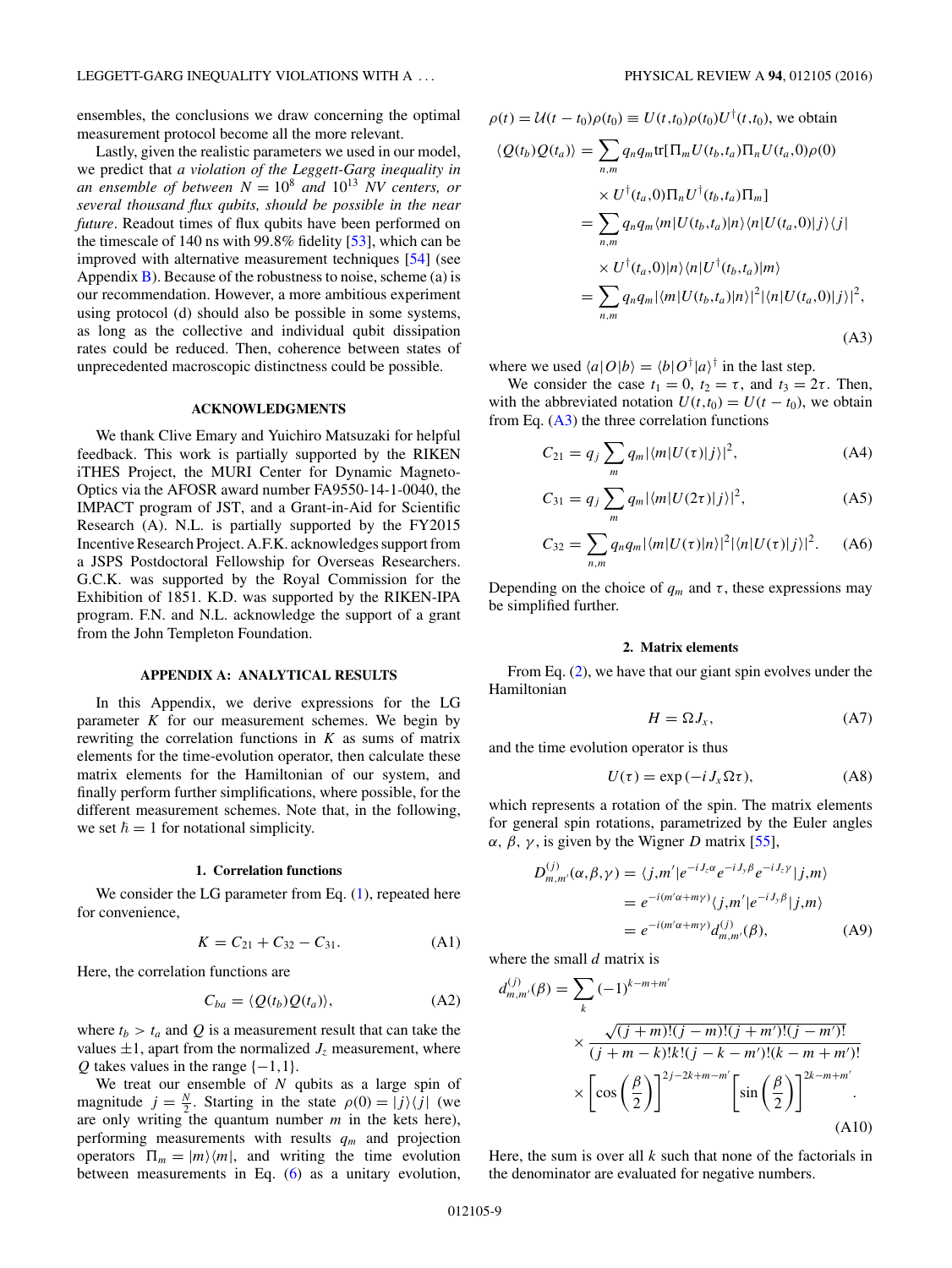ensembles, the conclusions we draw concerning the optimal measurement protocol become all the more relevant.

Lastly, given the realistic parameters we used in our model, we predict that *a violation of the Leggett-Garg inequality in an ensemble of between $N = 10^8$ and $10^{13}$ NV centers, or several thousand flux qubits, should be possible in the near future*. Readout times of flux qubits have been performed on the timescale of 140 ns with 99.8% fidelity [53], which can be improved with alternative measurement techniques [54] (see Appendix B). Because of the robustness to noise, scheme (a) is our recommendation. However, a more ambitious experiment using protocol (d) should also be possible in some systems, as long as the collective and individual qubit dissipation rates could be reduced. Then, coherence between states of unprecedented macroscopic distinctness could be possible.

## ACKNOWLEDGMENTS

We thank Clive Emary and Yuichiro Matsuzaki for helpful feedback. This work is partially supported by the RIKEN iTHES Project, the MURI Center for Dynamic Magneto-Optics via the AFOSR award number FA9550-14-1-0040, the IMPACT program of JST, and a Grant-in-Aid for Scientific Research (A). N.L. is partially supported by the FY2015 Incentive Research Project. A.F.K. acknowledges support from a JSPS Postdoctoral Fellowship for Overseas Researchers. G.C.K. was supported by the Royal Commission for the Exhibition of 1851. K.D. was supported by the RIKEN-IPA program. F.N. and N.L. acknowledge the support of a grant from the John Templeton Foundation.

## APPENDIX A: ANALYTICAL RESULTS

In this Appendix, we derive expressions for the LG parameter $K$ for our measurement schemes. We begin by rewriting the correlation functions in $K$ as sums of matrix elements for the time-evolution operator, then calculate these matrix elements for the Hamiltonian of our system, and finally perform further simplifications, where possible, for the different measurement schemes. Note that, in the following, we set $\hbar = 1$ for notational simplicity.

### 1. Correlation functions

We consider the LG parameter from Eq. (1), repeated here for convenience,

$$K = C_{21} + C_{32} - C_{31}. \tag{A1}$$

Here, the correlation functions are

$$C_{ba} = \langle Q(t_b)Q(t_a)\rangle, \tag{A2}$$

where $t_b > t_a$ and $Q$ is a measurement result that can take the values $\pm 1$, apart from the normalized $J_z$ measurement, where $Q$ takes values in the range $\{-1,1\}$.

We treat our ensemble of $N$ qubits as a large spin of magnitude $j = \frac{N}{2}$. Starting in the state $\rho(0) = |j\rangle\langle j|$ (we are only writing the quantum number $m$ in the kets here), performing measurements with results $q_m$ and projection operators $\Pi_m = |m\rangle\langle m|$, and writing the time evolution between measurements in Eq. (6) as a unitary evolution, $\rho(t) = \mathcal{U}(t-t_0)\rho(t_0) \equiv U(t,t_0)\rho(t_0)U^\dagger(t,t_0)$, we obtain

$$\begin{aligned}
\langle Q(t_b)Q(t_a)\rangle &= \sum_{n,m} q_n q_m \mathrm{tr}[\Pi_m U(t_b,t_a)\Pi_n U(t_a,0)\rho(0) \\
&\quad \times U^\dagger(t_a,0)\Pi_n U^\dagger(t_b,t_a)\Pi_m] \\
&= \sum_{n,m} q_n q_m \langle m|U(t_b,t_a)|n\rangle\langle n|U(t_a,0)|j\rangle\langle j| \\
&\quad \times U^\dagger(t_a,0)|n\rangle\langle n|U^\dagger(t_b,t_a)|m\rangle \\
&= \sum_{n,m} q_n q_m |\langle m|U(t_b,t_a)|n\rangle|^2 |\langle n|U(t_a,0)|j\rangle|^2,
\end{aligned} \tag{A3}$$

where we used $\langle a|O|b\rangle = \langle b|O^\dagger|a\rangle^\dagger$ in the last step.

We consider the case $t_1 = 0$, $t_2 = \tau$, and $t_3 = 2\tau$. Then, with the abbreviated notation $U(t,t_0) = U(t-t_0)$, we obtain from Eq. (A3) the three correlation functions

$$C_{21} = q_j \sum_m q_m |\langle m|U(\tau)|j\rangle|^2, \tag{A4}$$

$$C_{31} = q_j \sum_m q_m |\langle m|U(2\tau)|j\rangle|^2, \tag{A5}$$

$$C_{32} = \sum_{n,m} q_n q_m |\langle m|U(\tau)|n\rangle|^2 |\langle n|U(\tau)|j\rangle|^2. \tag{A6}$$

Depending on the choice of $q_m$ and $\tau$, these expressions may be simplified further.

### 2. Matrix elements

From Eq. (2), we have that our giant spin evolves under the Hamiltonian

$$H = \Omega J_x, \tag{A7}$$

and the time evolution operator is thus

$$U(\tau) = \exp(-iJ_x\Omega\tau), \tag{A8}$$

which represents a rotation of the spin. The matrix elements for general spin rotations, parametrized by the Euler angles $\alpha$, $\beta$, $\gamma$, is given by the Wigner $D$ matrix [55],

$$\begin{aligned}
D^{(j)}_{m,m'}(\alpha,\beta,\gamma) &= \langle j,m'|e^{-iJ_z\alpha}e^{-iJ_y\beta}e^{-iJ_z\gamma}|j,m\rangle \\
&= e^{-i(m'\alpha+m\gamma)}\langle j,m'|e^{-iJ_y\beta}|j,m\rangle \\
&= e^{-i(m'\alpha+m\gamma)} d^{(j)}_{m,m'}(\beta),
\end{aligned} \tag{A9}$$

where the small $d$ matrix is

$$\begin{aligned}
d^{(j)}_{m,m'}(\beta) &= \sum_k (-1)^{k-m+m'} \\
&\quad \times \frac{\sqrt{(j+m)!(j-m)!(j+m')!(j-m')!}}{(j+m-k)!k!(j-k-m')!(k-m+m')!} \\
&\quad \times \left[\cos\left(\frac{\beta}{2}\right)\right]^{2j-2k+m-m'} \left[\sin\left(\frac{\beta}{2}\right)\right]^{2k-m+m'}.
\end{aligned} \tag{A10}$$

Here, the sum is over all $k$ such that none of the factorials in the denominator are evaluated for negative numbers.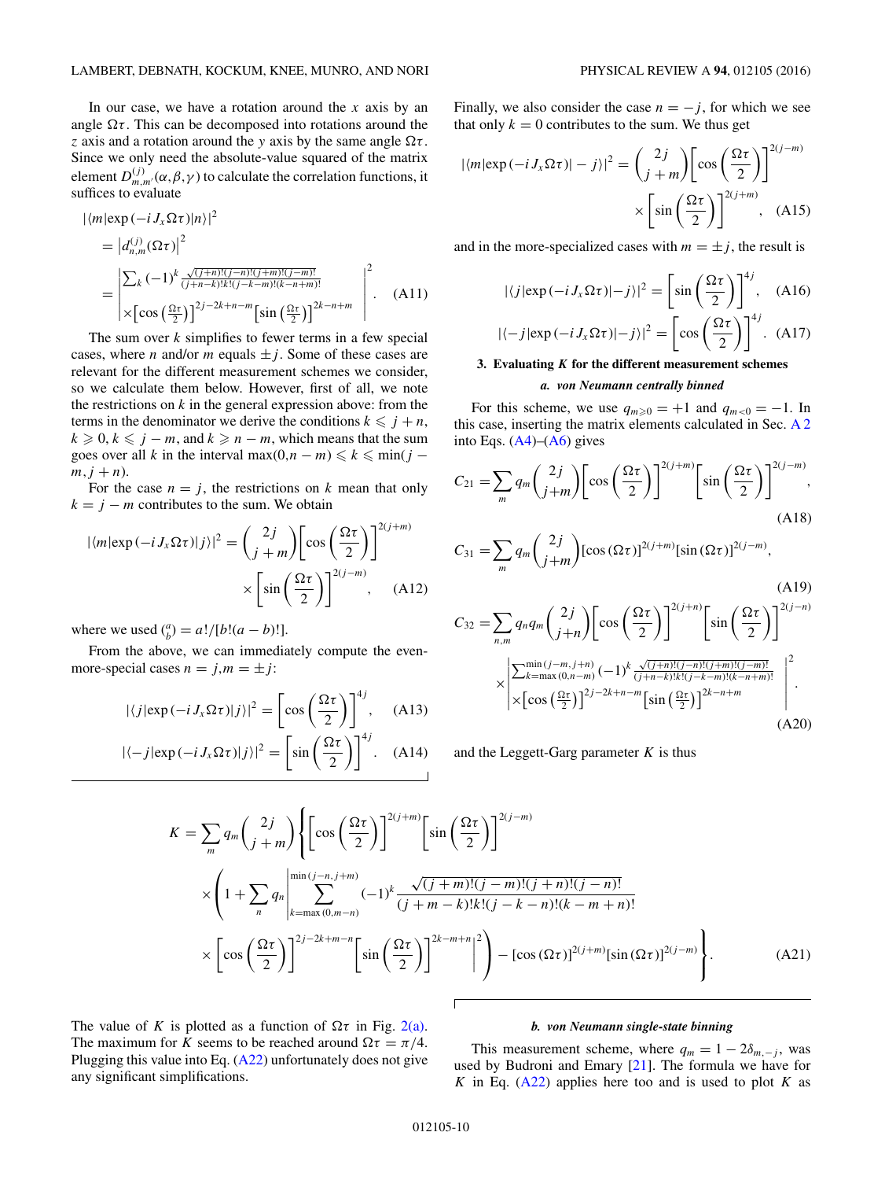In our case, we have a rotation around the $x$ axis by an angle $\Omega\tau$. This can be decomposed into rotations around the $z$ axis and a rotation around the $y$ axis by the same angle $\Omega\tau$. Since we only need the absolute-value squared of the matrix element $D^{(j)}_{m,m'}(\alpha,\beta,\gamma)$ to calculate the correlation functions, it suffices to evaluate

$$
\begin{aligned}
&|\langle m|\exp(-iJ_x\Omega\tau)|n\rangle|^2 \\
&= \left|d^{(j)}_{n,m}(\Omega\tau)\right|^2 \\
&= \left|\begin{array}{l}\sum_k (-1)^k \frac{\sqrt{(j+n)!(j-n)!(j+m)!(j-m)!}}{(j+n-k)!k!(j-k-m)!(k-n+m)!} \\ \times\left[\cos\left(\frac{\Omega\tau}{2}\right)\right]^{2j-2k+n-m}\left[\sin\left(\frac{\Omega\tau}{2}\right)\right]^{2k-n+m}\end{array}\right|^2. \quad \text{(A11)}
\end{aligned}
$$

The sum over $k$ simplifies to fewer terms in a few special cases, where $n$ and/or $m$ equals $\pm j$. Some of these cases are relevant for the different measurement schemes we consider, so we calculate them below. However, first of all, we note the restrictions on $k$ in the general expression above: from the terms in the denominator we derive the conditions $k \leqslant j+n$, $k \geqslant 0$, $k \leqslant j-m$, and $k \geqslant n-m$, which means that the sum goes over all $k$ in the interval $\max(0,n-m) \leqslant k \leqslant \min(j-m, j+n)$.

For the case $n = j$, the restrictions on $k$ mean that only $k = j - m$ contributes to the sum. We obtain

$$
|\langle m|\exp(-iJ_x\Omega\tau)|j\rangle|^2 = \binom{2j}{j+m}\left[\cos\left(\frac{\Omega\tau}{2}\right)\right]^{2(j+m)} \times\left[\sin\left(\frac{\Omega\tau}{2}\right)\right]^{2(j-m)}, \quad \text{(A12)}
$$

where we used $\binom{a}{b} = a!/[b!(a-b)!]$.

From the above, we can immediately compute the even-more-special cases $n = j, m = \pm j$:

$$
|\langle j|\exp(-iJ_x\Omega\tau)|j\rangle|^2 = \left[\cos\left(\frac{\Omega\tau}{2}\right)\right]^{4j}, \quad \text{(A13)}
$$

$$
|\langle -j|\exp(-iJ_x\Omega\tau)|j\rangle|^2 = \left[\sin\left(\frac{\Omega\tau}{2}\right)\right]^{4j}. \quad \text{(A14)}
$$

Finally, we also consider the case $n = -j$, for which we see that only $k = 0$ contributes to the sum. We thus get

$$
|\langle m|\exp(-iJ_x\Omega\tau)|-j\rangle|^2 = \binom{2j}{j+m}\left[\cos\left(\frac{\Omega\tau}{2}\right)\right]^{2(j-m)} \times\left[\sin\left(\frac{\Omega\tau}{2}\right)\right]^{2(j+m)}, \quad \text{(A15)}
$$

and in the more-specialized cases with $m = \pm j$, the result is

$$
|\langle j|\exp(-iJ_x\Omega\tau)|-j\rangle|^2 = \left[\sin\left(\frac{\Omega\tau}{2}\right)\right]^{4j}, \quad \text{(A16)}
$$

$$
|\langle -j|\exp(-iJ_x\Omega\tau)|-j\rangle|^2 = \left[\cos\left(\frac{\Omega\tau}{2}\right)\right]^{4j}. \quad \text{(A17)}
$$

### 3. Evaluating $K$ for the different measurement schemes

#### *a. von Neumann centrally binned*

For this scheme, we use $q_{m\geqslant 0} = +1$ and $q_{m<0} = -1$. In this case, inserting the matrix elements calculated in Sec. A 2 into Eqs. (A4)–(A6) gives

$$
C_{21} = \sum_m q_m \binom{2j}{j+m}\left[\cos\left(\frac{\Omega\tau}{2}\right)\right]^{2(j+m)}\left[\sin\left(\frac{\Omega\tau}{2}\right)\right]^{2(j-m)}, \quad \text{(A18)}
$$

$$
C_{31} = \sum_m q_m \binom{2j}{j+m}[\cos(\Omega\tau)]^{2(j+m)}[\sin(\Omega\tau)]^{2(j-m)}, \quad \text{(A19)}
$$

$$
\begin{aligned}
C_{32} = \sum_{n,m} q_n q_m \binom{2j}{j+n}\left[\cos\left(\frac{\Omega\tau}{2}\right)\right]^{2(j+n)}\left[\sin\left(\frac{\Omega\tau}{2}\right)\right]^{2(j-n)} \\
\times\left|\begin{array}{l}\sum_{k=\max(0,n-m)}^{\min(j-m,j+n)} (-1)^k \frac{\sqrt{(j+n)!(j-n)!(j+m)!(j-m)!}}{(j+n-k)!k!(j-k-m)!(k-n+m)!} \\ \times\left[\cos\left(\frac{\Omega\tau}{2}\right)\right]^{2j-2k+n-m}\left[\sin\left(\frac{\Omega\tau}{2}\right)\right]^{2k-n+m}\end{array}\right|^2. \quad \text{(A20)}
\end{aligned}
$$

and the Leggett-Garg parameter $K$ is thus

$$
\begin{aligned}
K = \sum_m q_m \binom{2j}{j+m}\Bigg\{&\left[\cos\left(\frac{\Omega\tau}{2}\right)\right]^{2(j+m)}\left[\sin\left(\frac{\Omega\tau}{2}\right)\right]^{2(j-m)} \\
&\times\Bigg(1 + \sum_n q_n \Bigg|\sum_{k=\max(0,m-n)}^{\min(j-n,j+m)} (-1)^k \frac{\sqrt{(j+m)!(j-m)!(j+n)!(j-n)!}}{(j+m-k)!k!(j-k-n)!(k-m+n)!} \\
&\times\left[\cos\left(\frac{\Omega\tau}{2}\right)\right]^{2j-2k+m-n}\left[\sin\left(\frac{\Omega\tau}{2}\right)\right]^{2k-m+n}\Bigg|^2\Bigg) - [\cos(\Omega\tau)]^{2(j+m)}[\sin(\Omega\tau)]^{2(j-m)}\Bigg\}. \quad \text{(A21)}
\end{aligned}
$$

The value of $K$ is plotted as a function of $\Omega\tau$ in Fig. 2(a). The maximum for $K$ seems to be reached around $\Omega\tau = \pi/4$. Plugging this value into Eq. (A22) unfortunately does not give any significant simplifications.

#### *b. von Neumann single-state binning*

This measurement scheme, where $q_m = 1 - 2\delta_{m,-j}$, was used by Budroni and Emary [21]. The formula we have for $K$ in Eq. (A22) applies here too and is used to plot $K$ as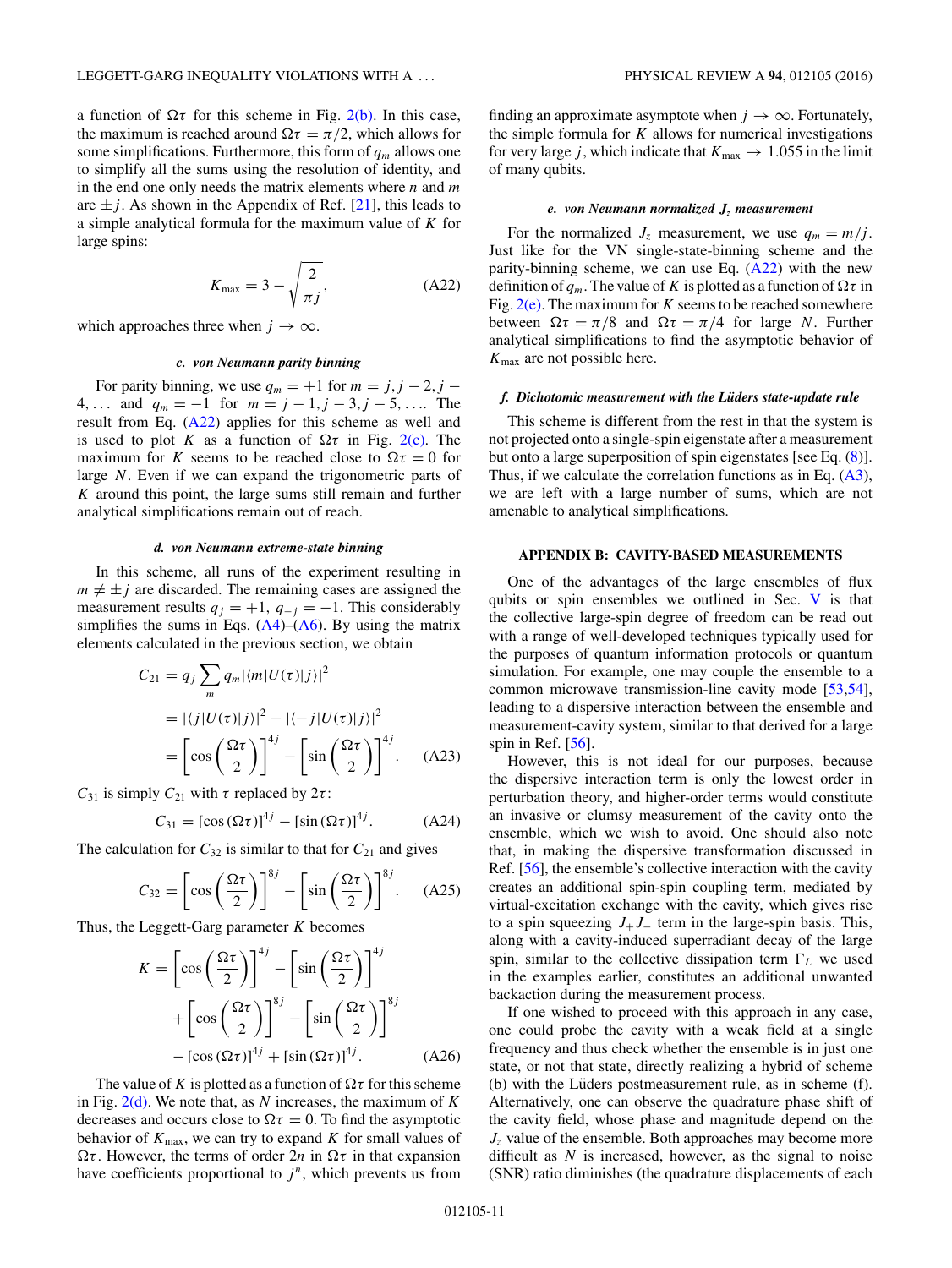a function of $\Omega\tau$ for this scheme in Fig. 2(b). In this case, the maximum is reached around $\Omega\tau = \pi/2$, which allows for some simplifications. Furthermore, this form of $q_m$ allows one to simplify all the sums using the resolution of identity, and in the end one only needs the matrix elements where $n$ and $m$ are $\pm j$. As shown in the Appendix of Ref. [21], this leads to a simple analytical formula for the maximum value of $K$ for large spins:

$$K_{\max} = 3 - \sqrt{\frac{2}{\pi j}}, \tag{A22}$$

which approaches three when $j \to \infty$.

#### c. von Neumann parity binning

For parity binning, we use $q_m = +1$ for $m = j, j-2, j-4, \ldots$ and $q_m = -1$ for $m = j-1, j-3, j-5, \ldots$. The result from Eq. (A22) applies for this scheme as well and is used to plot $K$ as a function of $\Omega\tau$ in Fig. 2(c). The maximum for $K$ seems to be reached close to $\Omega\tau = 0$ for large $N$. Even if we can expand the trigonometric parts of $K$ around this point, the large sums still remain and further analytical simplifications remain out of reach.

#### d. von Neumann extreme-state binning

In this scheme, all runs of the experiment resulting in $m \neq \pm j$ are discarded. The remaining cases are assigned the measurement results $q_j = +1$, $q_{-j} = -1$. This considerably simplifies the sums in Eqs. (A4)–(A6). By using the matrix elements calculated in the previous section, we obtain

$$\begin{aligned} C_{21} &= q_j \sum_m q_m |\langle m|U(\tau)|j\rangle|^2 \\ &= |\langle j|U(\tau)|j\rangle|^2 - |\langle -j|U(\tau)|j\rangle|^2 \\ &= \left[\cos\left(\frac{\Omega\tau}{2}\right)\right]^{4j} - \left[\sin\left(\frac{\Omega\tau}{2}\right)\right]^{4j}. \end{aligned} \tag{A23}$$

$C_{31}$ is simply $C_{21}$ with $\tau$ replaced by $2\tau$:

$$C_{31} = [\cos(\Omega\tau)]^{4j} - [\sin(\Omega\tau)]^{4j}. \tag{A24}$$

The calculation for $C_{32}$ is similar to that for $C_{21}$ and gives

$$C_{32} = \left[\cos\left(\frac{\Omega\tau}{2}\right)\right]^{8j} - \left[\sin\left(\frac{\Omega\tau}{2}\right)\right]^{8j}. \tag{A25}$$

Thus, the Leggett-Garg parameter $K$ becomes

$$\begin{aligned} K &= \left[\cos\left(\frac{\Omega\tau}{2}\right)\right]^{4j} - \left[\sin\left(\frac{\Omega\tau}{2}\right)\right]^{4j} \\ &\quad + \left[\cos\left(\frac{\Omega\tau}{2}\right)\right]^{8j} - \left[\sin\left(\frac{\Omega\tau}{2}\right)\right]^{8j} \\ &\quad - [\cos(\Omega\tau)]^{4j} + [\sin(\Omega\tau)]^{4j}. \end{aligned} \tag{A26}$$

The value of $K$ is plotted as a function of $\Omega\tau$ for this scheme in Fig. 2(d). We note that, as $N$ increases, the maximum of $K$ decreases and occurs close to $\Omega\tau = 0$. To find the asymptotic behavior of $K_{\max}$, we can try to expand $K$ for small values of $\Omega\tau$. However, the terms of order $2n$ in $\Omega\tau$ in that expansion have coefficients proportional to $j^n$, which prevents us from finding an approximate asymptote when $j \to \infty$. Fortunately, the simple formula for $K$ allows for numerical investigations for very large $j$, which indicate that $K_{\max} \to 1.055$ in the limit of many qubits.

#### e. von Neumann normalized $J_z$ measurement

For the normalized $J_z$ measurement, we use $q_m = m/j$. Just like for the VN single-state-binning scheme and the parity-binning scheme, we can use Eq. (A22) with the new definition of $q_m$. The value of $K$ is plotted as a function of $\Omega\tau$ in Fig. 2(e). The maximum for $K$ seems to be reached somewhere between $\Omega\tau = \pi/8$ and $\Omega\tau = \pi/4$ for large $N$. Further analytical simplifications to find the asymptotic behavior of $K_{\max}$ are not possible here.

#### f. Dichotomic measurement with the Lüders state-update rule

This scheme is different from the rest in that the system is not projected onto a single-spin eigenstate after a measurement but onto a large superposition of spin eigenstates [see Eq. (8)]. Thus, if we calculate the correlation functions as in Eq. (A3), we are left with a large number of sums, which are not amenable to analytical simplifications.

## APPENDIX B: CAVITY-BASED MEASUREMENTS

One of the advantages of the large ensembles of flux qubits or spin ensembles we outlined in Sec. V is that the collective large-spin degree of freedom can be read out with a range of well-developed techniques typically used for the purposes of quantum information protocols or quantum simulation. For example, one may couple the ensemble to a common microwave transmission-line cavity mode [53,54], leading to a dispersive interaction between the ensemble and measurement-cavity system, similar to that derived for a large spin in Ref. [56].

However, this is not ideal for our purposes, because the dispersive interaction term is only the lowest order in perturbation theory, and higher-order terms would constitute an invasive or clumsy measurement of the cavity onto the ensemble, which we wish to avoid. One should also note that, in making the dispersive transformation discussed in Ref. [56], the ensemble's collective interaction with the cavity creates an additional spin-spin coupling term, mediated by virtual-excitation exchange with the cavity, which gives rise to a spin squeezing $J_+J_-$ term in the large-spin basis. This, along with a cavity-induced superradiant decay of the large spin, similar to the collective dissipation term $\Gamma_L$ we used in the examples earlier, constitutes an additional unwanted backaction during the measurement process.

If one wished to proceed with this approach in any case, one could probe the cavity with a weak field at a single frequency and thus check whether the ensemble is in just one state, or not that state, directly realizing a hybrid of scheme (b) with the Lüders postmeasurement rule, as in scheme (f). Alternatively, one can observe the quadrature phase shift of the cavity field, whose phase and magnitude depend on the $J_z$ value of the ensemble. Both approaches may become more difficult as $N$ is increased, however, as the signal to noise (SNR) ratio diminishes (the quadrature displacements of each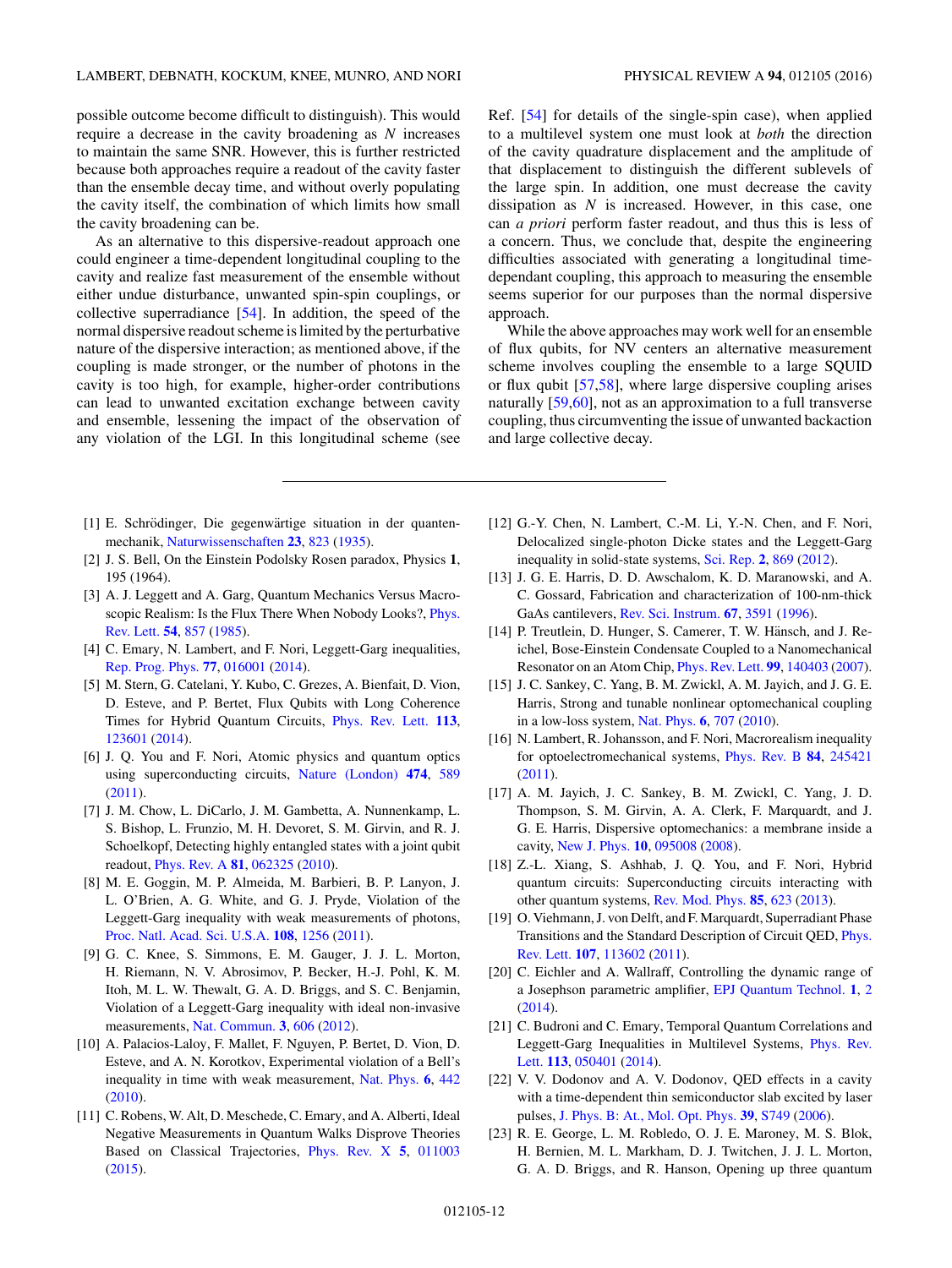possible outcome become difficult to distinguish). This would require a decrease in the cavity broadening as $N$ increases to maintain the same SNR. However, this is further restricted because both approaches require a readout of the cavity faster than the ensemble decay time, and without overly populating the cavity itself, the combination of which limits how small the cavity broadening can be.

As an alternative to this dispersive-readout approach one could engineer a time-dependent longitudinal coupling to the cavity and realize fast measurement of the ensemble without either undue disturbance, unwanted spin-spin couplings, or collective superradiance [54]. In addition, the speed of the normal dispersive readout scheme is limited by the perturbative nature of the dispersive interaction; as mentioned above, if the coupling is made stronger, or the number of photons in the cavity is too high, for example, higher-order contributions can lead to unwanted excitation exchange between cavity and ensemble, lessening the impact of the observation of any violation of the LGI. In this longitudinal scheme (see Ref. [54] for details of the single-spin case), when applied to a multilevel system one must look at *both* the direction of the cavity quadrature displacement and the amplitude of that displacement to distinguish the different sublevels of the large spin. In addition, one must decrease the cavity dissipation as $N$ is increased. However, in this case, one can *a priori* perform faster readout, and thus this is less of a concern. Thus, we conclude that, despite the engineering difficulties associated with generating a longitudinal time-dependant coupling, this approach to measuring the ensemble seems superior for our purposes than the normal dispersive approach.

While the above approaches may work well for an ensemble of flux qubits, for NV centers an alternative measurement scheme involves coupling the ensemble to a large SQUID or flux qubit [57,58], where large dispersive coupling arises naturally [59,60], not as an approximation to a full transverse coupling, thus circumventing the issue of unwanted backaction and large collective decay.

---

[1] E. Schrödinger, Die gegenwärtige situation in der quantenmechanik, Naturwissenschaften **23**, 823 (1935).

[2] J. S. Bell, On the Einstein Podolsky Rosen paradox, Physics **1**, 195 (1964).

[3] A. J. Leggett and A. Garg, Quantum Mechanics Versus Macroscopic Realism: Is the Flux There When Nobody Looks?, Phys. Rev. Lett. **54**, 857 (1985).

[4] C. Emary, N. Lambert, and F. Nori, Leggett-Garg inequalities, Rep. Prog. Phys. **77**, 016001 (2014).

[5] M. Stern, G. Catelani, Y. Kubo, C. Grezes, A. Bienfait, D. Vion, D. Esteve, and P. Bertet, Flux Qubits with Long Coherence Times for Hybrid Quantum Circuits, Phys. Rev. Lett. **113**, 123601 (2014).

[6] J. Q. You and F. Nori, Atomic physics and quantum optics using superconducting circuits, Nature (London) **474**, 589 (2011).

[7] J. M. Chow, L. DiCarlo, J. M. Gambetta, A. Nunnenkamp, L. S. Bishop, L. Frunzio, M. H. Devoret, S. M. Girvin, and R. J. Schoelkopf, Detecting highly entangled states with a joint qubit readout, Phys. Rev. A **81**, 062325 (2010).

[8] M. E. Goggin, M. P. Almeida, M. Barbieri, B. P. Lanyon, J. L. O'Brien, A. G. White, and G. J. Pryde, Violation of the Leggett-Garg inequality with weak measurements of photons, Proc. Natl. Acad. Sci. U.S.A. **108**, 1256 (2011).

[9] G. C. Knee, S. Simmons, E. M. Gauger, J. J. L. Morton, H. Riemann, N. V. Abrosimov, P. Becker, H.-J. Pohl, K. M. Itoh, M. L. W. Thewalt, G. A. D. Briggs, and S. C. Benjamin, Violation of a Leggett-Garg inequality with ideal non-invasive measurements, Nat. Commun. **3**, 606 (2012).

[10] A. Palacios-Laloy, F. Mallet, F. Nguyen, P. Bertet, D. Vion, D. Esteve, and A. N. Korotkov, Experimental violation of a Bell's inequality in time with weak measurement, Nat. Phys. **6**, 442 (2010).

[11] C. Robens, W. Alt, D. Meschede, C. Emary, and A. Alberti, Ideal Negative Measurements in Quantum Walks Disprove Theories Based on Classical Trajectories, Phys. Rev. X **5**, 011003 (2015).

[12] G.-Y. Chen, N. Lambert, C.-M. Li, Y.-N. Chen, and F. Nori, Delocalized single-photon Dicke states and the Leggett-Garg inequality in solid-state systems, Sci. Rep. **2**, 869 (2012).

[13] J. G. E. Harris, D. D. Awschalom, K. D. Maranowski, and A. C. Gossard, Fabrication and characterization of 100-nm-thick GaAs cantilevers, Rev. Sci. Instrum. **67**, 3591 (1996).

[14] P. Treutlein, D. Hunger, S. Camerer, T. W. Hänsch, and J. Reichel, Bose-Einstein Condensate Coupled to a Nanomechanical Resonator on an Atom Chip, Phys. Rev. Lett. **99**, 140403 (2007).

[15] J. C. Sankey, C. Yang, B. M. Zwickl, A. M. Jayich, and J. G. E. Harris, Strong and tunable nonlinear optomechanical coupling in a low-loss system, Nat. Phys. **6**, 707 (2010).

[16] N. Lambert, R. Johansson, and F. Nori, Macrorealism inequality for optoelectromechanical systems, Phys. Rev. B **84**, 245421 (2011).

[17] A. M. Jayich, J. C. Sankey, B. M. Zwickl, C. Yang, J. D. Thompson, S. M. Girvin, A. A. Clerk, F. Marquardt, and J. G. E. Harris, Dispersive optomechanics: a membrane inside a cavity, New J. Phys. **10**, 095008 (2008).

[18] Z.-L. Xiang, S. Ashhab, J. Q. You, and F. Nori, Hybrid quantum circuits: Superconducting circuits interacting with other quantum systems, Rev. Mod. Phys. **85**, 623 (2013).

[19] O. Viehmann, J. von Delft, and F. Marquardt, Superradiant Phase Transitions and the Standard Description of Circuit QED, Phys. Rev. Lett. **107**, 113602 (2011).

[20] C. Eichler and A. Wallraff, Controlling the dynamic range of a Josephson parametric amplifier, EPJ Quantum Technol. **1**, 2 (2014).

[21] C. Budroni and C. Emary, Temporal Quantum Correlations and Leggett-Garg Inequalities in Multilevel Systems, Phys. Rev. Lett. **113**, 050401 (2014).

[22] V. V. Dodonov and A. V. Dodonov, QED effects in a cavity with a time-dependent thin semiconductor slab excited by laser pulses, J. Phys. B: At., Mol. Opt. Phys. **39**, S749 (2006).

[23] R. E. George, L. M. Robledo, O. J. E. Maroney, M. S. Blok, H. Bernien, M. L. Markham, D. J. Twitchen, J. J. L. Morton, G. A. D. Briggs, and R. Hanson, Opening up three quantum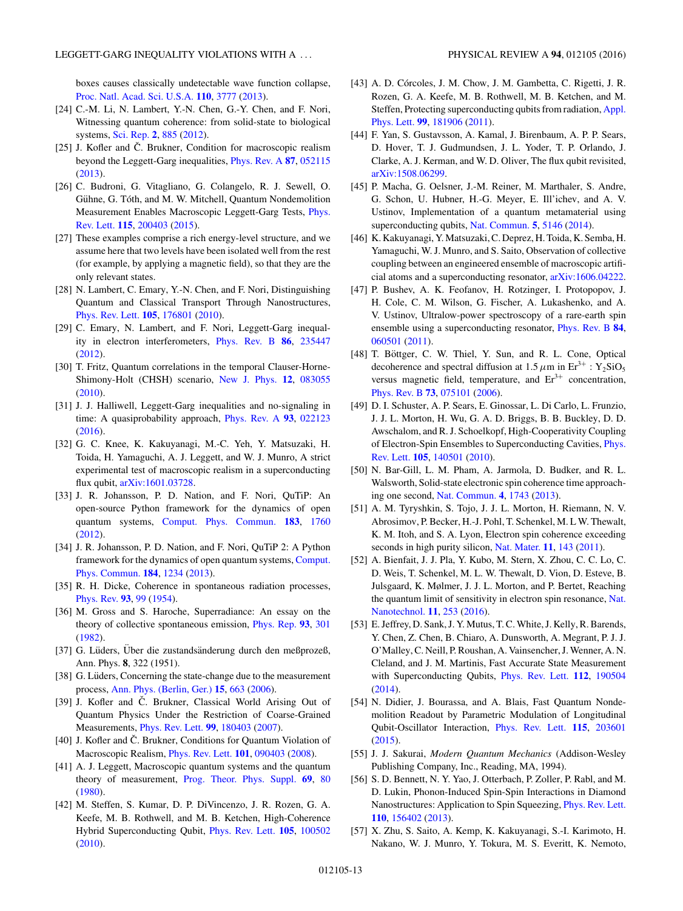boxes causes classically undetectable wave function collapse, Proc. Natl. Acad. Sci. U.S.A. **110**, 3777 (2013).

[24] C.-M. Li, N. Lambert, Y.-N. Chen, G.-Y. Chen, and F. Nori, Witnessing quantum coherence: from solid-state to biological systems, Sci. Rep. **2**, 885 (2012).

[25] J. Kofler and Č. Brukner, Condition for macroscopic realism beyond the Leggett-Garg inequalities, Phys. Rev. A **87**, 052115 (2013).

[26] C. Budroni, G. Vitagliano, G. Colangelo, R. J. Sewell, O. Gühne, G. Tóth, and M. W. Mitchell, Quantum Nondemolition Measurement Enables Macroscopic Leggett-Garg Tests, Phys. Rev. Lett. **115**, 200403 (2015).

[27] These examples comprise a rich energy-level structure, and we assume here that two levels have been isolated well from the rest (for example, by applying a magnetic field), so that they are the only relevant states.

[28] N. Lambert, C. Emary, Y.-N. Chen, and F. Nori, Distinguishing Quantum and Classical Transport Through Nanostructures, Phys. Rev. Lett. **105**, 176801 (2010).

[29] C. Emary, N. Lambert, and F. Nori, Leggett-Garg inequality in electron interferometers, Phys. Rev. B **86**, 235447 (2012).

[30] T. Fritz, Quantum correlations in the temporal Clauser-Horne-Shimony-Holt (CHSH) scenario, New J. Phys. **12**, 083055 (2010).

[31] J. J. Halliwell, Leggett-Garg inequalities and no-signaling in time: A quasiprobability approach, Phys. Rev. A **93**, 022123 (2016).

[32] G. C. Knee, K. Kakuyanagi, M.-C. Yeh, Y. Matsuzaki, H. Toida, H. Yamaguchi, A. J. Leggett, and W. J. Munro, A strict experimental test of macroscopic realism in a superconducting flux qubit, arXiv:1601.03728.

[33] J. R. Johansson, P. D. Nation, and F. Nori, QuTiP: An open-source Python framework for the dynamics of open quantum systems, Comput. Phys. Commun. **183**, 1760 (2012).

[34] J. R. Johansson, P. D. Nation, and F. Nori, QuTiP 2: A Python framework for the dynamics of open quantum systems, Comput. Phys. Commun. **184**, 1234 (2013).

[35] R. H. Dicke, Coherence in spontaneous radiation processes, Phys. Rev. **93**, 99 (1954).

[36] M. Gross and S. Haroche, Superradiance: An essay on the theory of collective spontaneous emission, Phys. Rep. **93**, 301 (1982).

[37] G. Lüders, Über die zustandsänderung durch den meßprozeß, Ann. Phys. **8**, 322 (1951).

[38] G. Lüders, Concerning the state-change due to the measurement process, Ann. Phys. (Berlin, Ger.) **15**, 663 (2006).

[39] J. Kofler and Č. Brukner, Classical World Arising Out of Quantum Physics Under the Restriction of Coarse-Grained Measurements, Phys. Rev. Lett. **99**, 180403 (2007).

[40] J. Kofler and Č. Brukner, Conditions for Quantum Violation of Macroscopic Realism, Phys. Rev. Lett. **101**, 090403 (2008).

[41] A. J. Leggett, Macroscopic quantum systems and the quantum theory of measurement, Prog. Theor. Phys. Suppl. **69**, 80 (1980).

[42] M. Steffen, S. Kumar, D. P. DiVincenzo, J. R. Rozen, G. A. Keefe, M. B. Rothwell, and M. B. Ketchen, High-Coherence Hybrid Superconducting Qubit, Phys. Rev. Lett. **105**, 100502 (2010).

[43] A. D. Córcoles, J. M. Chow, J. M. Gambetta, C. Rigetti, J. R. Rozen, G. A. Keefe, M. B. Rothwell, M. B. Ketchen, and M. Steffen, Protecting superconducting qubits from radiation, Appl. Phys. Lett. **99**, 181906 (2011).

[44] F. Yan, S. Gustavsson, A. Kamal, J. Birenbaum, A. P. P. Sears, D. Hover, T. J. Gudmundsen, J. L. Yoder, T. P. Orlando, J. Clarke, A. J. Kerman, and W. D. Oliver, The flux qubit revisited, arXiv:1508.06299.

[45] P. Macha, G. Oelsner, J.-M. Reiner, M. Marthaler, S. Andre, G. Schon, U. Hubner, H.-G. Meyer, E. Ill'ichev, and A. V. Ustinov, Implementation of a quantum metamaterial using superconducting qubits, Nat. Commun. **5**, 5146 (2014).

[46] K. Kakuyanagi, Y. Matsuzaki, C. Deprez, H. Toida, K. Semba, H. Yamaguchi, W. J. Munro, and S. Saito, Observation of collective coupling between an engineered ensemble of macroscopic artificial atoms and a superconducting resonator, arXiv:1606.04222.

[47] P. Bushev, A. K. Feofanov, H. Rotzinger, I. Protopopov, J. H. Cole, C. M. Wilson, G. Fischer, A. Lukashenko, and A. V. Ustinov, Ultralow-power spectroscopy of a rare-earth spin ensemble using a superconducting resonator, Phys. Rev. B **84**, 060501 (2011).

[48] T. Böttger, C. W. Thiel, Y. Sun, and R. L. Cone, Optical decoherence and spectral diffusion at 1.5 $\mu$m in $Er^{3+}$ : $Y_2SiO_5$ versus magnetic field, temperature, and $Er^{3+}$ concentration, Phys. Rev. B **73**, 075101 (2006).

[49] D. I. Schuster, A. P. Sears, E. Ginossar, L. Di Carlo, L. Frunzio, J. J. L. Morton, H. Wu, G. A. D. Briggs, B. B. Buckley, D. D. Awschalom, and R. J. Schoelkopf, High-Cooperativity Coupling of Electron-Spin Ensembles to Superconducting Cavities, Phys. Rev. Lett. **105**, 140501 (2010).

[50] N. Bar-Gill, L. M. Pham, A. Jarmola, D. Budker, and R. L. Walsworth, Solid-state electronic spin coherence time approaching one second, Nat. Commun. **4**, 1743 (2013).

[51] A. M. Tyryshkin, S. Tojo, J. J. L. Morton, H. Riemann, N. V. Abrosimov, P. Becker, H.-J. Pohl, T. Schenkel, M. L W. Thewalt, K. M. Itoh, and S. A. Lyon, Electron spin coherence exceeding seconds in high purity silicon, Nat. Mater. **11**, 143 (2011).

[52] A. Bienfait, J. J. Pla, Y. Kubo, M. Stern, X. Zhou, C. C. Lo, C. D. Weis, T. Schenkel, M. L. W. Thewalt, D. Vion, D. Esteve, B. Julsgaard, K. Mølmer, J. J. L. Morton, and P. Bertet, Reaching the quantum limit of sensitivity in electron spin resonance, Nat. Nanotechnol. **11**, 253 (2016).

[53] E. Jeffrey, D. Sank, J. Y. Mutus, T. C. White, J. Kelly, R. Barends, Y. Chen, Z. Chen, B. Chiaro, A. Dunsworth, A. Megrant, P. J. J. O'Malley, C. Neill, P. Roushan, A. Vainsencher, J. Wenner, A. N. Cleland, and J. M. Martinis, Fast Accurate State Measurement with Superconducting Qubits, Phys. Rev. Lett. **112**, 190504 (2014).

[54] N. Didier, J. Bourassa, and A. Blais, Fast Quantum Nondemolition Readout by Parametric Modulation of Longitudinal Qubit-Oscillator Interaction, Phys. Rev. Lett. **115**, 203601 (2015).

[55] J. J. Sakurai, *Modern Quantum Mechanics* (Addison-Wesley Publishing Company, Inc., Reading, MA, 1994).

[56] S. D. Bennett, N. Y. Yao, J. Otterbach, P. Zoller, P. Rabl, and M. D. Lukin, Phonon-Induced Spin-Spin Interactions in Diamond Nanostructures: Application to Spin Squeezing, Phys. Rev. Lett. **110**, 156402 (2013).

[57] X. Zhu, S. Saito, A. Kemp, K. Kakuyanagi, S.-I. Karimoto, H. Nakano, W. J. Munro, Y. Tokura, M. S. Everitt, K. Nemoto,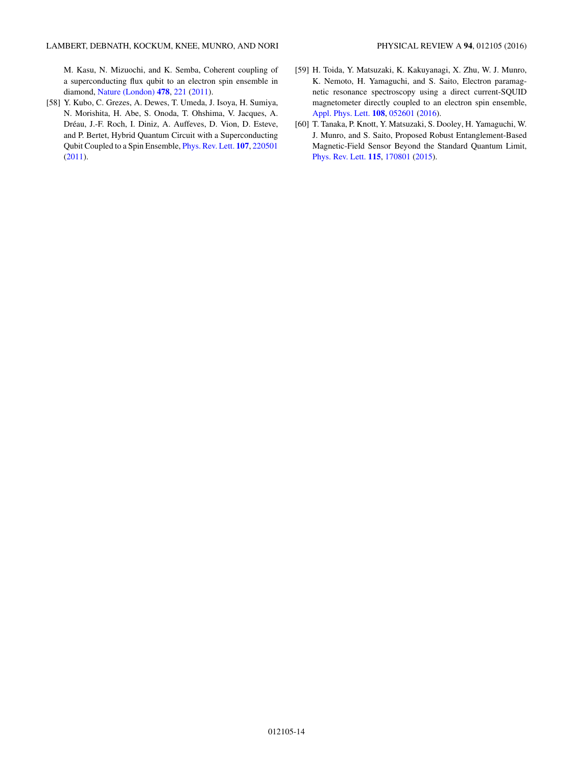M. Kasu, N. Mizuochi, and K. Semba, Coherent coupling of a superconducting flux qubit to an electron spin ensemble in diamond, Nature (London) **478**, 221 (2011).

[58] Y. Kubo, C. Grezes, A. Dewes, T. Umeda, J. Isoya, H. Sumiya, N. Morishita, H. Abe, S. Onoda, T. Ohshima, V. Jacques, A. Dréau, J.-F. Roch, I. Diniz, A. Auffeves, D. Vion, D. Esteve, and P. Bertet, Hybrid Quantum Circuit with a Superconducting Qubit Coupled to a Spin Ensemble, Phys. Rev. Lett. **107**, 220501 (2011).

[59] H. Toida, Y. Matsuzaki, K. Kakuyanagi, X. Zhu, W. J. Munro, K. Nemoto, H. Yamaguchi, and S. Saito, Electron paramagnetic resonance spectroscopy using a direct current-SQUID magnetometer directly coupled to an electron spin ensemble, Appl. Phys. Lett. **108**, 052601 (2016).

[60] T. Tanaka, P. Knott, Y. Matsuzaki, S. Dooley, H. Yamaguchi, W. J. Munro, and S. Saito, Proposed Robust Entanglement-Based Magnetic-Field Sensor Beyond the Standard Quantum Limit, Phys. Rev. Lett. **115**, 170801 (2015).